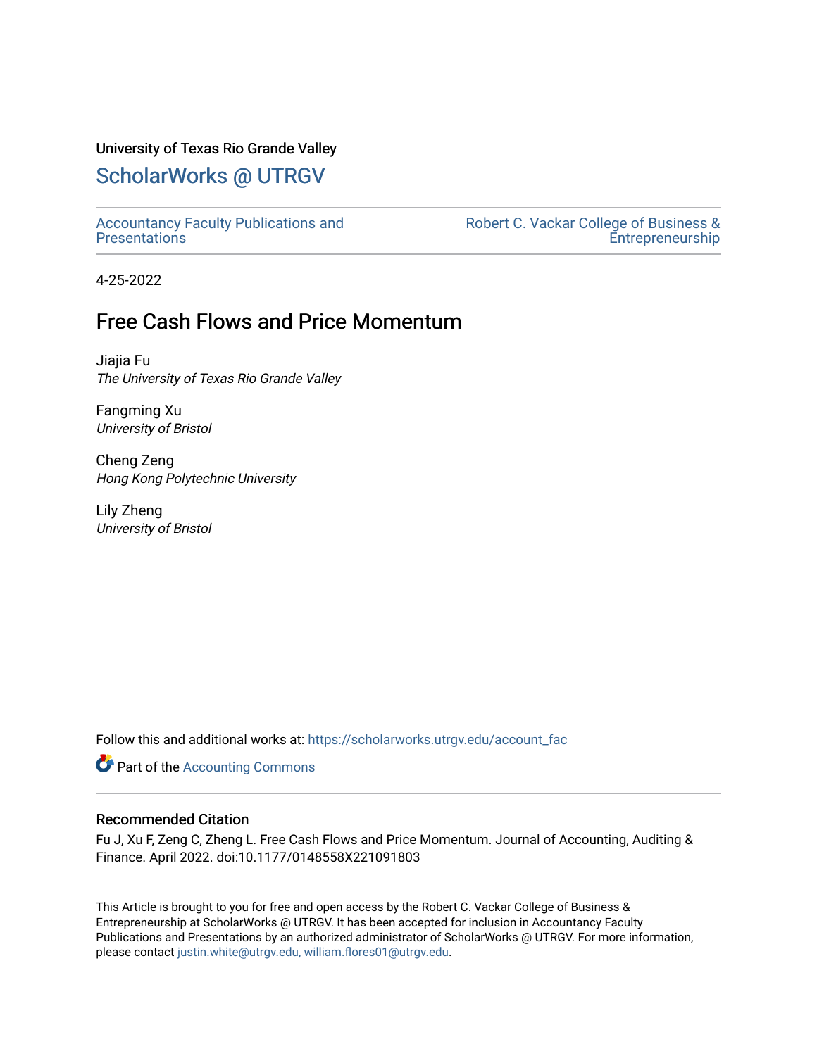University of Texas Rio Grande Valley

# ScholarWorks @ UTRGV

Accountancy Faculty Publications and Presentations

Robert C. Vackar College of Business & Entrepreneurship

4-25-2022

## Free Cash Flows and Price Momentum

Jiajia Fu
*The University of Texas Rio Grande Valley*

Fangming Xu
*University of Bristol*

Cheng Zeng
*Hong Kong Polytechnic University*

Lily Zheng
*University of Bristol*

Follow this and additional works at: https://scholarworks.utrgv.edu/account_fac

Part of the Accounting Commons

### Recommended Citation

Fu J, Xu F, Zeng C, Zheng L. Free Cash Flows and Price Momentum. Journal of Accounting, Auditing & Finance. April 2022. doi:10.1177/0148558X221091803

This Article is brought to you for free and open access by the Robert C. Vackar College of Business & Entrepreneurship at ScholarWorks @ UTRGV. It has been accepted for inclusion in Accountancy Faculty Publications and Presentations by an authorized administrator of ScholarWorks @ UTRGV. For more information, please contact justin.white@utrgv.edu, william.flores01@utrgv.edu.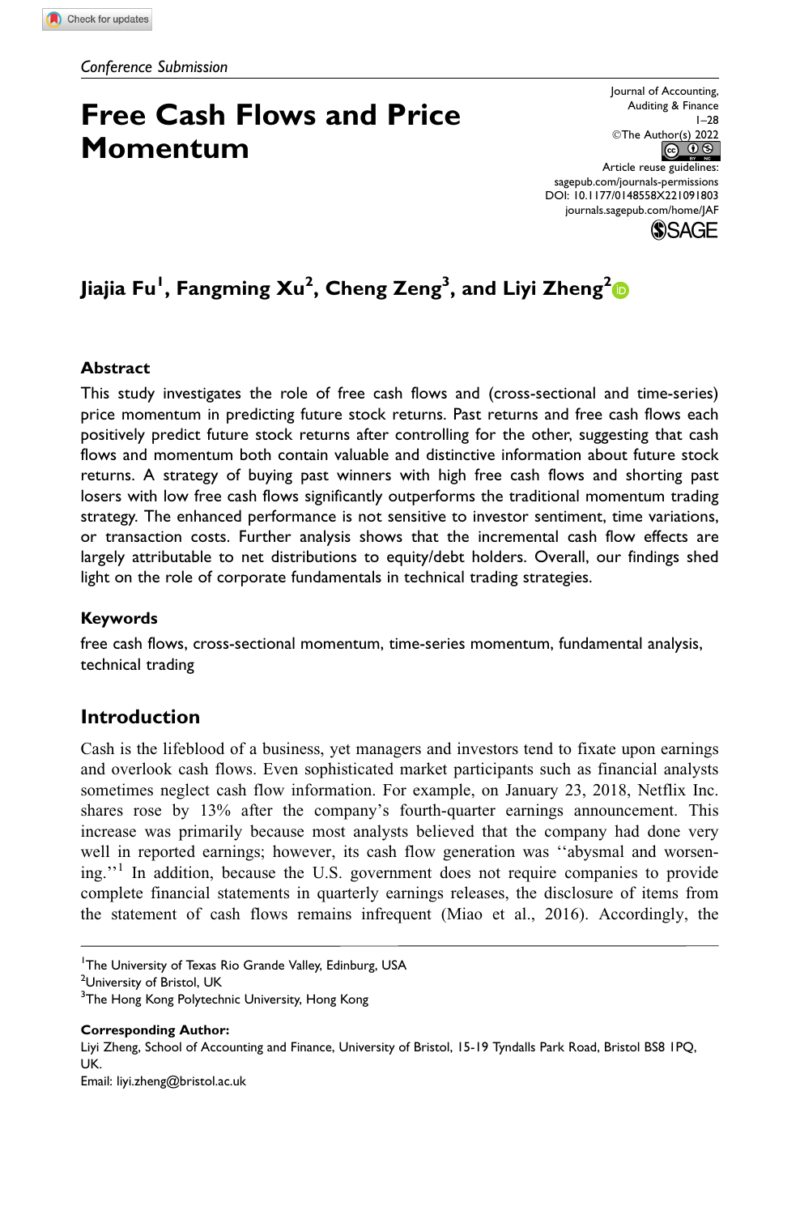*Conference Submission*

# Free Cash Flows and Price Momentum

Journal of Accounting, Auditing & Finance
1–28
©The Author(s) 2022
Article reuse guidelines: sagepub.com/journals-permissions
DOI: 10.1177/0148558X221091803
journals.sagepub.com/home/JAF

**Jiajia Fu[1], Fangming Xu[2], Cheng Zeng[3], and Liyi Zheng[2]**

## Abstract

This study investigates the role of free cash flows and (cross-sectional and time-series) price momentum in predicting future stock returns. Past returns and free cash flows each positively predict future stock returns after controlling for the other, suggesting that cash flows and momentum both contain valuable and distinctive information about future stock returns. A strategy of buying past winners with high free cash flows and shorting past losers with low free cash flows significantly outperforms the traditional momentum trading strategy. The enhanced performance is not sensitive to investor sentiment, time variations, or transaction costs. Further analysis shows that the incremental cash flow effects are largely attributable to net distributions to equity/debt holders. Overall, our findings shed light on the role of corporate fundamentals in technical trading strategies.

## Keywords

free cash flows, cross-sectional momentum, time-series momentum, fundamental analysis, technical trading

## Introduction

Cash is the lifeblood of a business, yet managers and investors tend to fixate upon earnings and overlook cash flows. Even sophisticated market participants such as financial analysts sometimes neglect cash flow information. For example, on January 23, 2018, Netflix Inc. shares rose by 13% after the company's fourth-quarter earnings announcement. This increase was primarily because most analysts believed that the company had done very well in reported earnings; however, its cash flow generation was ''abysmal and worsening.''[1] In addition, because the U.S. government does not require companies to provide complete financial statements in quarterly earnings releases, the disclosure of items from the statement of cash flows remains infrequent (Miao et al., 2016). Accordingly, the

[1] The University of Texas Rio Grande Valley, Edinburg, USA
[2] University of Bristol, UK
[3] The Hong Kong Polytechnic University, Hong Kong

**Corresponding Author:**
Liyi Zheng, School of Accounting and Finance, University of Bristol, 15-19 Tyndalls Park Road, Bristol BS8 1PQ, UK.
Email: liyi.zheng@bristol.ac.uk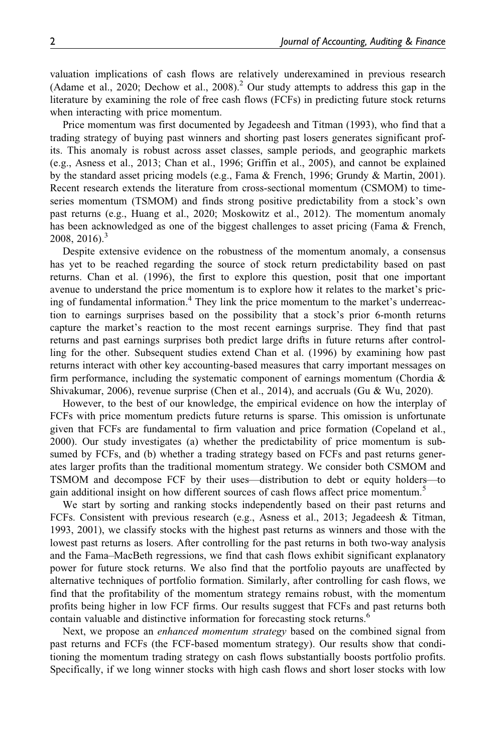valuation implications of cash flows are relatively underexamined in previous research (Adame et al., 2020; Dechow et al., 2008).[2] Our study attempts to address this gap in the literature by examining the role of free cash flows (FCFs) in predicting future stock returns when interacting with price momentum.

Price momentum was first documented by Jegadeesh and Titman (1993), who find that a trading strategy of buying past winners and shorting past losers generates significant profits. This anomaly is robust across asset classes, sample periods, and geographic markets (e.g., Asness et al., 2013; Chan et al., 1996; Griffin et al., 2005), and cannot be explained by the standard asset pricing models (e.g., Fama & French, 1996; Grundy & Martin, 2001). Recent research extends the literature from cross-sectional momentum (CSMOM) to time-series momentum (TSMOM) and finds strong positive predictability from a stock's own past returns (e.g., Huang et al., 2020; Moskowitz et al., 2012). The momentum anomaly has been acknowledged as one of the biggest challenges to asset pricing (Fama & French, 2008, 2016).[3]

Despite extensive evidence on the robustness of the momentum anomaly, a consensus has yet to be reached regarding the source of stock return predictability based on past returns. Chan et al. (1996), the first to explore this question, posit that one important avenue to understand the price momentum is to explore how it relates to the market's pricing of fundamental information.[4] They link the price momentum to the market's underreaction to earnings surprises based on the possibility that a stock's prior 6-month returns capture the market's reaction to the most recent earnings surprise. They find that past returns and past earnings surprises both predict large drifts in future returns after controlling for the other. Subsequent studies extend Chan et al. (1996) by examining how past returns interact with other key accounting-based measures that carry important messages on firm performance, including the systematic component of earnings momentum (Chordia & Shivakumar, 2006), revenue surprise (Chen et al., 2014), and accruals (Gu & Wu, 2020).

However, to the best of our knowledge, the empirical evidence on how the interplay of FCFs with price momentum predicts future returns is sparse. This omission is unfortunate given that FCFs are fundamental to firm valuation and price formation (Copeland et al., 2000). Our study investigates (a) whether the predictability of price momentum is subsumed by FCFs, and (b) whether a trading strategy based on FCFs and past returns generates larger profits than the traditional momentum strategy. We consider both CSMOM and TSMOM and decompose FCF by their uses—distribution to debt or equity holders—to gain additional insight on how different sources of cash flows affect price momentum.[5]

We start by sorting and ranking stocks independently based on their past returns and FCFs. Consistent with previous research (e.g., Asness et al., 2013; Jegadeesh & Titman, 1993, 2001), we classify stocks with the highest past returns as winners and those with the lowest past returns as losers. After controlling for the past returns in both two-way analysis and the Fama–MacBeth regressions, we find that cash flows exhibit significant explanatory power for future stock returns. We also find that the portfolio payouts are unaffected by alternative techniques of portfolio formation. Similarly, after controlling for cash flows, we find that the profitability of the momentum strategy remains robust, with the momentum profits being higher in low FCF firms. Our results suggest that FCFs and past returns both contain valuable and distinctive information for forecasting stock returns.[6]

Next, we propose an *enhanced momentum strategy* based on the combined signal from past returns and FCFs (the FCF-based momentum strategy). Our results show that conditioning the momentum trading strategy on cash flows substantially boosts portfolio profits. Specifically, if we long winner stocks with high cash flows and short loser stocks with low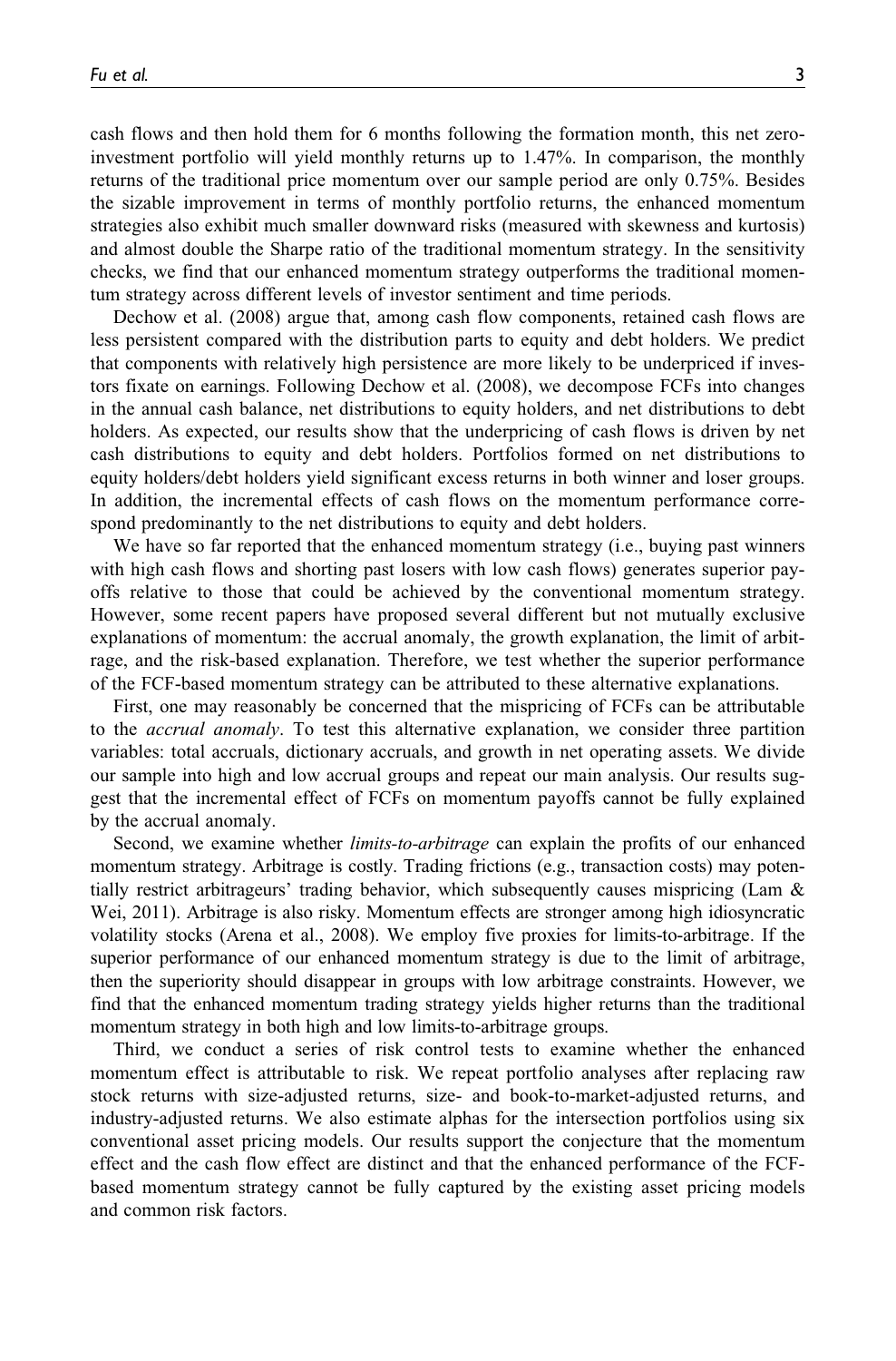cash flows and then hold them for 6 months following the formation month, this net zero-investment portfolio will yield monthly returns up to 1.47%. In comparison, the monthly returns of the traditional price momentum over our sample period are only 0.75%. Besides the sizable improvement in terms of monthly portfolio returns, the enhanced momentum strategies also exhibit much smaller downward risks (measured with skewness and kurtosis) and almost double the Sharpe ratio of the traditional momentum strategy. In the sensitivity checks, we find that our enhanced momentum strategy outperforms the traditional momentum strategy across different levels of investor sentiment and time periods.

Dechow et al. (2008) argue that, among cash flow components, retained cash flows are less persistent compared with the distribution parts to equity and debt holders. We predict that components with relatively high persistence are more likely to be underpriced if investors fixate on earnings. Following Dechow et al. (2008), we decompose FCFs into changes in the annual cash balance, net distributions to equity holders, and net distributions to debt holders. As expected, our results show that the underpricing of cash flows is driven by net cash distributions to equity and debt holders. Portfolios formed on net distributions to equity holders/debt holders yield significant excess returns in both winner and loser groups. In addition, the incremental effects of cash flows on the momentum performance correspond predominantly to the net distributions to equity and debt holders.

We have so far reported that the enhanced momentum strategy (i.e., buying past winners with high cash flows and shorting past losers with low cash flows) generates superior payoffs relative to those that could be achieved by the conventional momentum strategy. However, some recent papers have proposed several different but not mutually exclusive explanations of momentum: the accrual anomaly, the growth explanation, the limit of arbitrage, and the risk-based explanation. Therefore, we test whether the superior performance of the FCF-based momentum strategy can be attributed to these alternative explanations.

First, one may reasonably be concerned that the mispricing of FCFs can be attributable to the *accrual anomaly*. To test this alternative explanation, we consider three partition variables: total accruals, dictionary accruals, and growth in net operating assets. We divide our sample into high and low accrual groups and repeat our main analysis. Our results suggest that the incremental effect of FCFs on momentum payoffs cannot be fully explained by the accrual anomaly.

Second, we examine whether *limits-to-arbitrage* can explain the profits of our enhanced momentum strategy. Arbitrage is costly. Trading frictions (e.g., transaction costs) may potentially restrict arbitrageurs' trading behavior, which subsequently causes mispricing (Lam & Wei, 2011). Arbitrage is also risky. Momentum effects are stronger among high idiosyncratic volatility stocks (Arena et al., 2008). We employ five proxies for limits-to-arbitrage. If the superior performance of our enhanced momentum strategy is due to the limit of arbitrage, then the superiority should disappear in groups with low arbitrage constraints. However, we find that the enhanced momentum trading strategy yields higher returns than the traditional momentum strategy in both high and low limits-to-arbitrage groups.

Third, we conduct a series of risk control tests to examine whether the enhanced momentum effect is attributable to risk. We repeat portfolio analyses after replacing raw stock returns with size-adjusted returns, size- and book-to-market-adjusted returns, and industry-adjusted returns. We also estimate alphas for the intersection portfolios using six conventional asset pricing models. Our results support the conjecture that the momentum effect and the cash flow effect are distinct and that the enhanced performance of the FCF-based momentum strategy cannot be fully captured by the existing asset pricing models and common risk factors.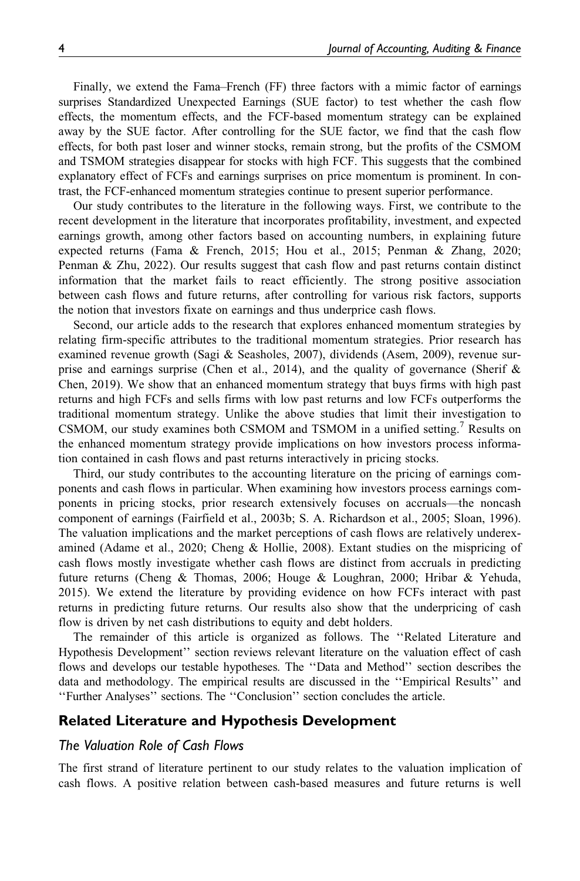Finally, we extend the Fama–French (FF) three factors with a mimic factor of earnings surprises Standardized Unexpected Earnings (SUE factor) to test whether the cash flow effects, the momentum effects, and the FCF-based momentum strategy can be explained away by the SUE factor. After controlling for the SUE factor, we find that the cash flow effects, for both past loser and winner stocks, remain strong, but the profits of the CSMOM and TSMOM strategies disappear for stocks with high FCF. This suggests that the combined explanatory effect of FCFs and earnings surprises on price momentum is prominent. In contrast, the FCF-enhanced momentum strategies continue to present superior performance.

Our study contributes to the literature in the following ways. First, we contribute to the recent development in the literature that incorporates profitability, investment, and expected earnings growth, among other factors based on accounting numbers, in explaining future expected returns (Fama & French, 2015; Hou et al., 2015; Penman & Zhang, 2020; Penman & Zhu, 2022). Our results suggest that cash flow and past returns contain distinct information that the market fails to react efficiently. The strong positive association between cash flows and future returns, after controlling for various risk factors, supports the notion that investors fixate on earnings and thus underprice cash flows.

Second, our article adds to the research that explores enhanced momentum strategies by relating firm-specific attributes to the traditional momentum strategies. Prior research has examined revenue growth (Sagi & Seasholes, 2007), dividends (Asem, 2009), revenue surprise and earnings surprise (Chen et al., 2014), and the quality of governance (Sherif & Chen, 2019). We show that an enhanced momentum strategy that buys firms with high past returns and high FCFs and sells firms with low past returns and low FCFs outperforms the traditional momentum strategy. Unlike the above studies that limit their investigation to CSMOM, our study examines both CSMOM and TSMOM in a unified setting.[7] Results on the enhanced momentum strategy provide implications on how investors process information contained in cash flows and past returns interactively in pricing stocks.

Third, our study contributes to the accounting literature on the pricing of earnings components and cash flows in particular. When examining how investors process earnings components in pricing stocks, prior research extensively focuses on accruals—the noncash component of earnings (Fairfield et al., 2003b; S. A. Richardson et al., 2005; Sloan, 1996). The valuation implications and the market perceptions of cash flows are relatively underexamined (Adame et al., 2020; Cheng & Hollie, 2008). Extant studies on the mispricing of cash flows mostly investigate whether cash flows are distinct from accruals in predicting future returns (Cheng & Thomas, 2006; Houge & Loughran, 2000; Hribar & Yehuda, 2015). We extend the literature by providing evidence on how FCFs interact with past returns in predicting future returns. Our results also show that the underpricing of cash flow is driven by net cash distributions to equity and debt holders.

The remainder of this article is organized as follows. The ''Related Literature and Hypothesis Development'' section reviews relevant literature on the valuation effect of cash flows and develops our testable hypotheses. The ''Data and Method'' section describes the data and methodology. The empirical results are discussed in the ''Empirical Results'' and ''Further Analyses'' sections. The ''Conclusion'' section concludes the article.

## Related Literature and Hypothesis Development

### *The Valuation Role of Cash Flows*

The first strand of literature pertinent to our study relates to the valuation implication of cash flows. A positive relation between cash-based measures and future returns is well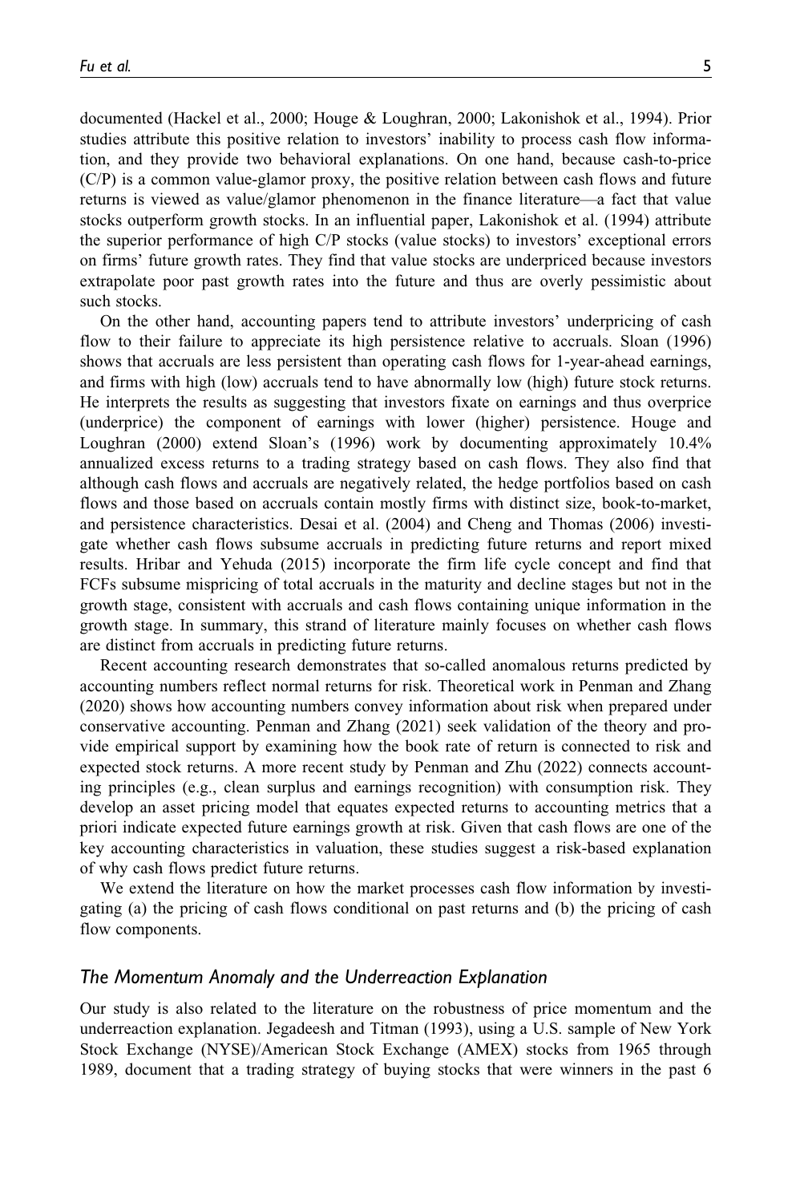documented (Hackel et al., 2000; Houge & Loughran, 2000; Lakonishok et al., 1994). Prior studies attribute this positive relation to investors' inability to process cash flow information, and they provide two behavioral explanations. On one hand, because cash-to-price (C/P) is a common value-glamor proxy, the positive relation between cash flows and future returns is viewed as value/glamor phenomenon in the finance literature—a fact that value stocks outperform growth stocks. In an influential paper, Lakonishok et al. (1994) attribute the superior performance of high C/P stocks (value stocks) to investors' exceptional errors on firms' future growth rates. They find that value stocks are underpriced because investors extrapolate poor past growth rates into the future and thus are overly pessimistic about such stocks.

On the other hand, accounting papers tend to attribute investors' underpricing of cash flow to their failure to appreciate its high persistence relative to accruals. Sloan (1996) shows that accruals are less persistent than operating cash flows for 1-year-ahead earnings, and firms with high (low) accruals tend to have abnormally low (high) future stock returns. He interprets the results as suggesting that investors fixate on earnings and thus overprice (underprice) the component of earnings with lower (higher) persistence. Houge and Loughran (2000) extend Sloan's (1996) work by documenting approximately 10.4% annualized excess returns to a trading strategy based on cash flows. They also find that although cash flows and accruals are negatively related, the hedge portfolios based on cash flows and those based on accruals contain mostly firms with distinct size, book-to-market, and persistence characteristics. Desai et al. (2004) and Cheng and Thomas (2006) investigate whether cash flows subsume accruals in predicting future returns and report mixed results. Hribar and Yehuda (2015) incorporate the firm life cycle concept and find that FCFs subsume mispricing of total accruals in the maturity and decline stages but not in the growth stage, consistent with accruals and cash flows containing unique information in the growth stage. In summary, this strand of literature mainly focuses on whether cash flows are distinct from accruals in predicting future returns.

Recent accounting research demonstrates that so-called anomalous returns predicted by accounting numbers reflect normal returns for risk. Theoretical work in Penman and Zhang (2020) shows how accounting numbers convey information about risk when prepared under conservative accounting. Penman and Zhang (2021) seek validation of the theory and provide empirical support by examining how the book rate of return is connected to risk and expected stock returns. A more recent study by Penman and Zhu (2022) connects accounting principles (e.g., clean surplus and earnings recognition) with consumption risk. They develop an asset pricing model that equates expected returns to accounting metrics that a priori indicate expected future earnings growth at risk. Given that cash flows are one of the key accounting characteristics in valuation, these studies suggest a risk-based explanation of why cash flows predict future returns.

We extend the literature on how the market processes cash flow information by investigating (a) the pricing of cash flows conditional on past returns and (b) the pricing of cash flow components.

### *The Momentum Anomaly and the Underreaction Explanation*

Our study is also related to the literature on the robustness of price momentum and the underreaction explanation. Jegadeesh and Titman (1993), using a U.S. sample of New York Stock Exchange (NYSE)/American Stock Exchange (AMEX) stocks from 1965 through 1989, document that a trading strategy of buying stocks that were winners in the past 6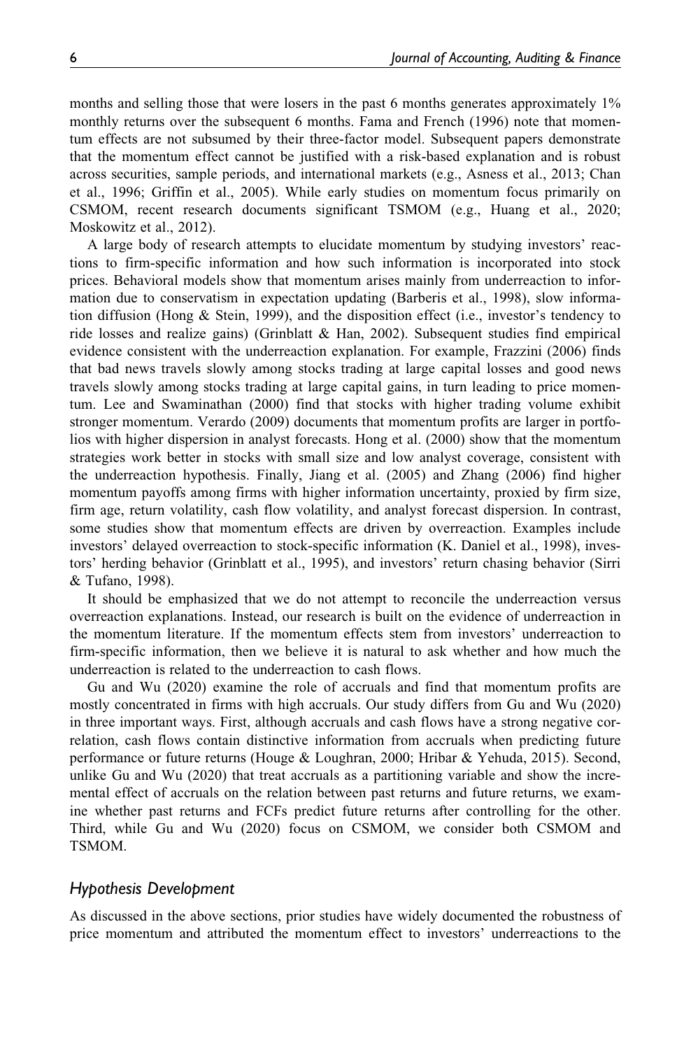months and selling those that were losers in the past 6 months generates approximately 1% monthly returns over the subsequent 6 months. Fama and French (1996) note that momentum effects are not subsumed by their three-factor model. Subsequent papers demonstrate that the momentum effect cannot be justified with a risk-based explanation and is robust across securities, sample periods, and international markets (e.g., Asness et al., 2013; Chan et al., 1996; Griffin et al., 2005). While early studies on momentum focus primarily on CSMOM, recent research documents significant TSMOM (e.g., Huang et al., 2020; Moskowitz et al., 2012).

A large body of research attempts to elucidate momentum by studying investors' reactions to firm-specific information and how such information is incorporated into stock prices. Behavioral models show that momentum arises mainly from underreaction to information due to conservatism in expectation updating (Barberis et al., 1998), slow information diffusion (Hong & Stein, 1999), and the disposition effect (i.e., investor's tendency to ride losses and realize gains) (Grinblatt & Han, 2002). Subsequent studies find empirical evidence consistent with the underreaction explanation. For example, Frazzini (2006) finds that bad news travels slowly among stocks trading at large capital losses and good news travels slowly among stocks trading at large capital gains, in turn leading to price momentum. Lee and Swaminathan (2000) find that stocks with higher trading volume exhibit stronger momentum. Verardo (2009) documents that momentum profits are larger in portfolios with higher dispersion in analyst forecasts. Hong et al. (2000) show that the momentum strategies work better in stocks with small size and low analyst coverage, consistent with the underreaction hypothesis. Finally, Jiang et al. (2005) and Zhang (2006) find higher momentum payoffs among firms with higher information uncertainty, proxied by firm size, firm age, return volatility, cash flow volatility, and analyst forecast dispersion. In contrast, some studies show that momentum effects are driven by overreaction. Examples include investors' delayed overreaction to stock-specific information (K. Daniel et al., 1998), investors' herding behavior (Grinblatt et al., 1995), and investors' return chasing behavior (Sirri & Tufano, 1998).

It should be emphasized that we do not attempt to reconcile the underreaction versus overreaction explanations. Instead, our research is built on the evidence of underreaction in the momentum literature. If the momentum effects stem from investors' underreaction to firm-specific information, then we believe it is natural to ask whether and how much the underreaction is related to the underreaction to cash flows.

Gu and Wu (2020) examine the role of accruals and find that momentum profits are mostly concentrated in firms with high accruals. Our study differs from Gu and Wu (2020) in three important ways. First, although accruals and cash flows have a strong negative correlation, cash flows contain distinctive information from accruals when predicting future performance or future returns (Houge & Loughran, 2000; Hribar & Yehuda, 2015). Second, unlike Gu and Wu (2020) that treat accruals as a partitioning variable and show the incremental effect of accruals on the relation between past returns and future returns, we examine whether past returns and FCFs predict future returns after controlling for the other. Third, while Gu and Wu (2020) focus on CSMOM, we consider both CSMOM and TSMOM.

## *Hypothesis Development*

As discussed in the above sections, prior studies have widely documented the robustness of price momentum and attributed the momentum effect to investors' underreactions to the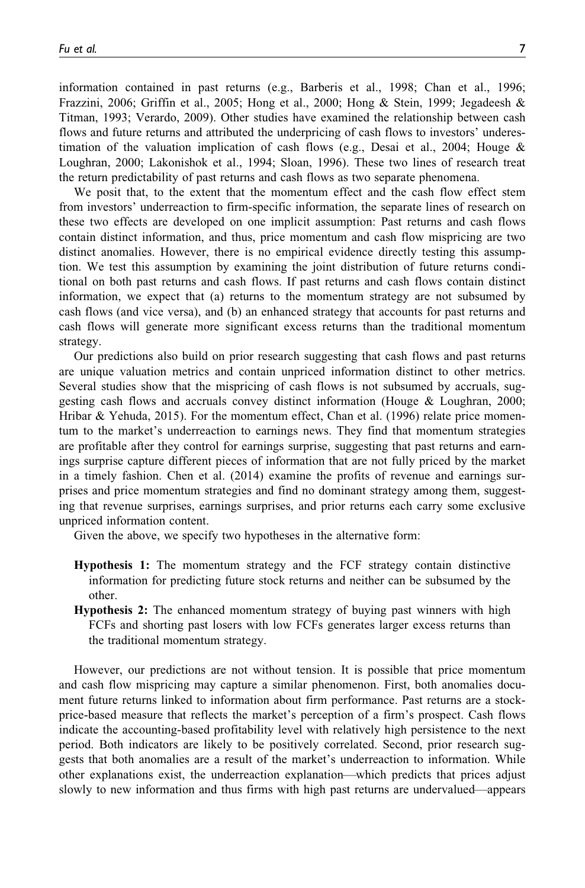information contained in past returns (e.g., Barberis et al., 1998; Chan et al., 1996; Frazzini, 2006; Griffin et al., 2005; Hong et al., 2000; Hong & Stein, 1999; Jegadeesh & Titman, 1993; Verardo, 2009). Other studies have examined the relationship between cash flows and future returns and attributed the underpricing of cash flows to investors' underestimation of the valuation implication of cash flows (e.g., Desai et al., 2004; Houge & Loughran, 2000; Lakonishok et al., 1994; Sloan, 1996). These two lines of research treat the return predictability of past returns and cash flows as two separate phenomena.

We posit that, to the extent that the momentum effect and the cash flow effect stem from investors' underreaction to firm-specific information, the separate lines of research on these two effects are developed on one implicit assumption: Past returns and cash flows contain distinct information, and thus, price momentum and cash flow mispricing are two distinct anomalies. However, there is no empirical evidence directly testing this assumption. We test this assumption by examining the joint distribution of future returns conditional on both past returns and cash flows. If past returns and cash flows contain distinct information, we expect that (a) returns to the momentum strategy are not subsumed by cash flows (and vice versa), and (b) an enhanced strategy that accounts for past returns and cash flows will generate more significant excess returns than the traditional momentum strategy.

Our predictions also build on prior research suggesting that cash flows and past returns are unique valuation metrics and contain unpriced information distinct to other metrics. Several studies show that the mispricing of cash flows is not subsumed by accruals, suggesting cash flows and accruals convey distinct information (Houge & Loughran, 2000; Hribar & Yehuda, 2015). For the momentum effect, Chan et al. (1996) relate price momentum to the market's underreaction to earnings news. They find that momentum strategies are profitable after they control for earnings surprise, suggesting that past returns and earnings surprise capture different pieces of information that are not fully priced by the market in a timely fashion. Chen et al. (2014) examine the profits of revenue and earnings surprises and price momentum strategies and find no dominant strategy among them, suggesting that revenue surprises, earnings surprises, and prior returns each carry some exclusive unpriced information content.

Given the above, we specify two hypotheses in the alternative form:

**Hypothesis 1:** The momentum strategy and the FCF strategy contain distinctive information for predicting future stock returns and neither can be subsumed by the other.

**Hypothesis 2:** The enhanced momentum strategy of buying past winners with high FCFs and shorting past losers with low FCFs generates larger excess returns than the traditional momentum strategy.

However, our predictions are not without tension. It is possible that price momentum and cash flow mispricing may capture a similar phenomenon. First, both anomalies document future returns linked to information about firm performance. Past returns are a stock-price-based measure that reflects the market's perception of a firm's prospect. Cash flows indicate the accounting-based profitability level with relatively high persistence to the next period. Both indicators are likely to be positively correlated. Second, prior research suggests that both anomalies are a result of the market's underreaction to information. While other explanations exist, the underreaction explanation—which predicts that prices adjust slowly to new information and thus firms with high past returns are undervalued—appears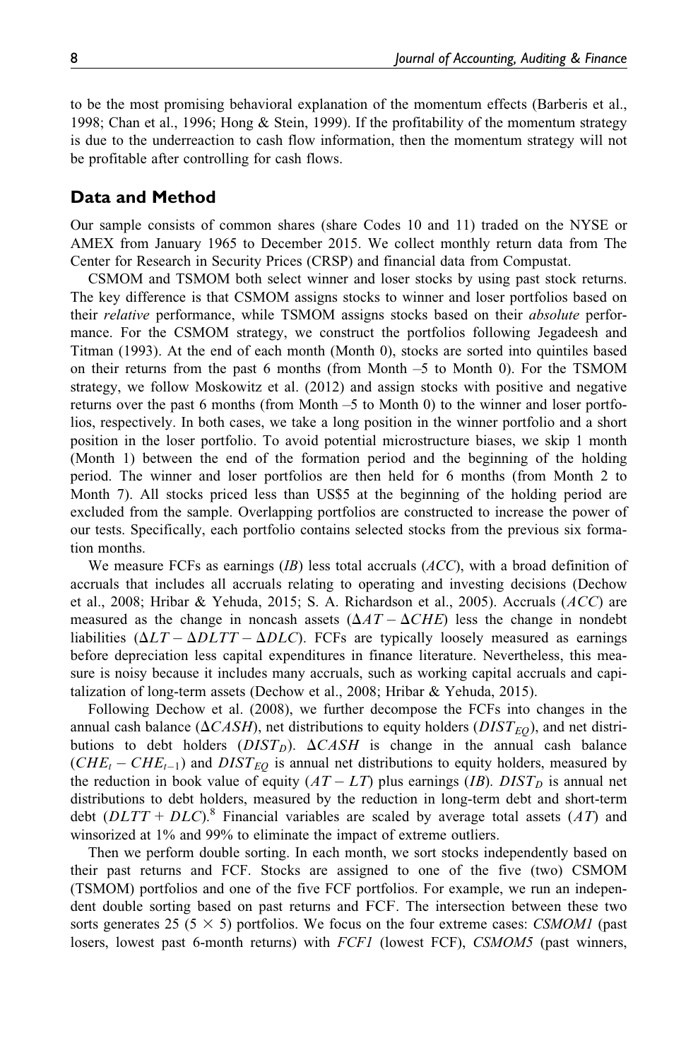to be the most promising behavioral explanation of the momentum effects (Barberis et al., 1998; Chan et al., 1996; Hong & Stein, 1999). If the profitability of the momentum strategy is due to the underreaction to cash flow information, then the momentum strategy will not be profitable after controlling for cash flows.

## Data and Method

Our sample consists of common shares (share Codes 10 and 11) traded on the NYSE or AMEX from January 1965 to December 2015. We collect monthly return data from The Center for Research in Security Prices (CRSP) and financial data from Compustat.

CSMOM and TSMOM both select winner and loser stocks by using past stock returns. The key difference is that CSMOM assigns stocks to winner and loser portfolios based on their *relative* performance, while TSMOM assigns stocks based on their *absolute* performance. For the CSMOM strategy, we construct the portfolios following Jegadeesh and Titman (1993). At the end of each month (Month 0), stocks are sorted into quintiles based on their returns from the past 6 months (from Month –5 to Month 0). For the TSMOM strategy, we follow Moskowitz et al. (2012) and assign stocks with positive and negative returns over the past 6 months (from Month –5 to Month 0) to the winner and loser portfolios, respectively. In both cases, we take a long position in the winner portfolio and a short position in the loser portfolio. To avoid potential microstructure biases, we skip 1 month (Month 1) between the end of the formation period and the beginning of the holding period. The winner and loser portfolios are then held for 6 months (from Month 2 to Month 7). All stocks priced less than US$5 at the beginning of the holding period are excluded from the sample. Overlapping portfolios are constructed to increase the power of our tests. Specifically, each portfolio contains selected stocks from the previous six formation months.

We measure FCFs as earnings (*IB*) less total accruals (*ACC*), with a broad definition of accruals that includes all accruals relating to operating and investing decisions (Dechow et al., 2008; Hribar & Yehuda, 2015; S. A. Richardson et al., 2005). Accruals (*ACC*) are measured as the change in noncash assets ($\Delta AT - \Delta CHE$) less the change in nondebt liabilities ($\Delta LT - \Delta DLTT - \Delta DLC$). FCFs are typically loosely measured as earnings before depreciation less capital expenditures in finance literature. Nevertheless, this measure is noisy because it includes many accruals, such as working capital accruals and capitalization of long-term assets (Dechow et al., 2008; Hribar & Yehuda, 2015).

Following Dechow et al. (2008), we further decompose the FCFs into changes in the annual cash balance ($\Delta CASH$), net distributions to equity holders ($DIST_{EQ}$), and net distributions to debt holders ($DIST_D$). $\Delta CASH$ is change in the annual cash balance ($CHE_t - CHE_{t-1}$) and $DIST_{EQ}$ is annual net distributions to equity holders, measured by the reduction in book value of equity ($AT - LT$) plus earnings (*IB*). $DIST_D$ is annual net distributions to debt holders, measured by the reduction in long-term debt and short-term debt ($DLTT + DLC$).[8] Financial variables are scaled by average total assets (*AT*) and winsorized at 1% and 99% to eliminate the impact of extreme outliers.

Then we perform double sorting. In each month, we sort stocks independently based on their past returns and FCF. Stocks are assigned to one of the five (two) CSMOM (TSMOM) portfolios and one of the five FCF portfolios. For example, we run an independent double sorting based on past returns and FCF. The intersection between these two sorts generates 25 ($5 \times 5$) portfolios. We focus on the four extreme cases: *CSMOM1* (past losers, lowest past 6-month returns) with *FCF1* (lowest FCF), *CSMOM5* (past winners,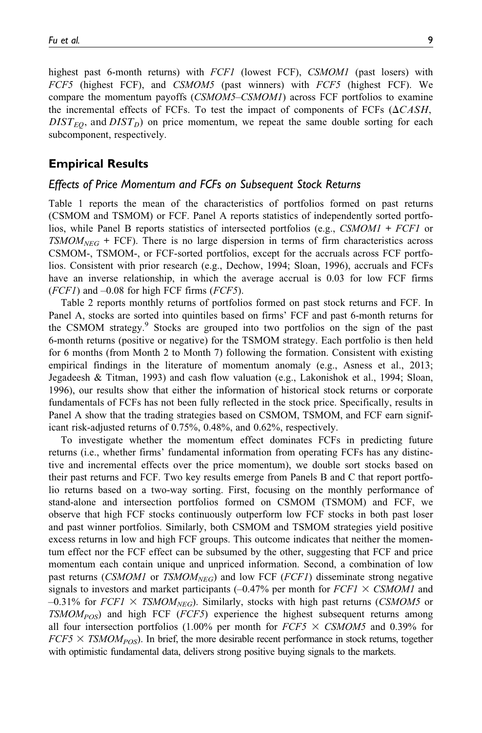highest past 6-month returns) with *FCF1* (lowest FCF), *CSMOM1* (past losers) with *FCF5* (highest FCF), and *CSMOM5* (past winners) with *FCF5* (highest FCF). We compare the momentum payoffs (*CSMOM5*–*CSMOM1*) across FCF portfolios to examine the incremental effects of FCFs. To test the impact of components of FCFs ($\Delta CASH$, $DIST_{EQ}$, and $DIST_{D}$) on price momentum, we repeat the same double sorting for each subcomponent, respectively.

## Empirical Results

### Effects of Price Momentum and FCFs on Subsequent Stock Returns

Table 1 reports the mean of the characteristics of portfolios formed on past returns (CSMOM and TSMOM) or FCF. Panel A reports statistics of independently sorted portfolios, while Panel B reports statistics of intersected portfolios (e.g., *CSMOM1* + *FCF1* or $TSMOM_{NEG}$ + FCF). There is no large dispersion in terms of firm characteristics across CSMOM-, TSMOM-, or FCF-sorted portfolios, except for the accruals across FCF portfolios. Consistent with prior research (e.g., Dechow, 1994; Sloan, 1996), accruals and FCFs have an inverse relationship, in which the average accrual is 0.03 for low FCF firms (*FCF1*) and –0.08 for high FCF firms (*FCF5*).

Table 2 reports monthly returns of portfolios formed on past stock returns and FCF. In Panel A, stocks are sorted into quintiles based on firms' FCF and past 6-month returns for the CSMOM strategy.[9] Stocks are grouped into two portfolios on the sign of the past 6-month returns (positive or negative) for the TSMOM strategy. Each portfolio is then held for 6 months (from Month 2 to Month 7) following the formation. Consistent with existing empirical findings in the literature of momentum anomaly (e.g., Asness et al., 2013; Jegadeesh & Titman, 1993) and cash flow valuation (e.g., Lakonishok et al., 1994; Sloan, 1996), our results show that either the information of historical stock returns or corporate fundamentals of FCFs has not been fully reflected in the stock price. Specifically, results in Panel A show that the trading strategies based on CSMOM, TSMOM, and FCF earn significant risk-adjusted returns of 0.75%, 0.48%, and 0.62%, respectively.

To investigate whether the momentum effect dominates FCFs in predicting future returns (i.e., whether firms' fundamental information from operating FCFs has any distinctive and incremental effects over the price momentum), we double sort stocks based on their past returns and FCF. Two key results emerge from Panels B and C that report portfolio returns based on a two-way sorting. First, focusing on the monthly performance of stand-alone and intersection portfolios formed on CSMOM (TSMOM) and FCF, we observe that high FCF stocks continuously outperform low FCF stocks in both past loser and past winner portfolios. Similarly, both CSMOM and TSMOM strategies yield positive excess returns in low and high FCF groups. This outcome indicates that neither the momentum effect nor the FCF effect can be subsumed by the other, suggesting that FCF and price momentum each contain unique and unpriced information. Second, a combination of low past returns (*CSMOM1* or $TSMOM_{NEG}$) and low FCF (*FCF1*) disseminate strong negative signals to investors and market participants (–0.47% per month for *FCF1* × *CSMOM1* and –0.31% for *FCF1* × $TSMOM_{NEG}$). Similarly, stocks with high past returns (*CSMOM5* or $TSMOM_{POS}$) and high FCF (*FCF5*) experience the highest subsequent returns among all four intersection portfolios (1.00% per month for *FCF5* × *CSMOM5* and 0.39% for *FCF5* × $TSMOM_{POS}$). In brief, the more desirable recent performance in stock returns, together with optimistic fundamental data, delivers strong positive buying signals to the markets.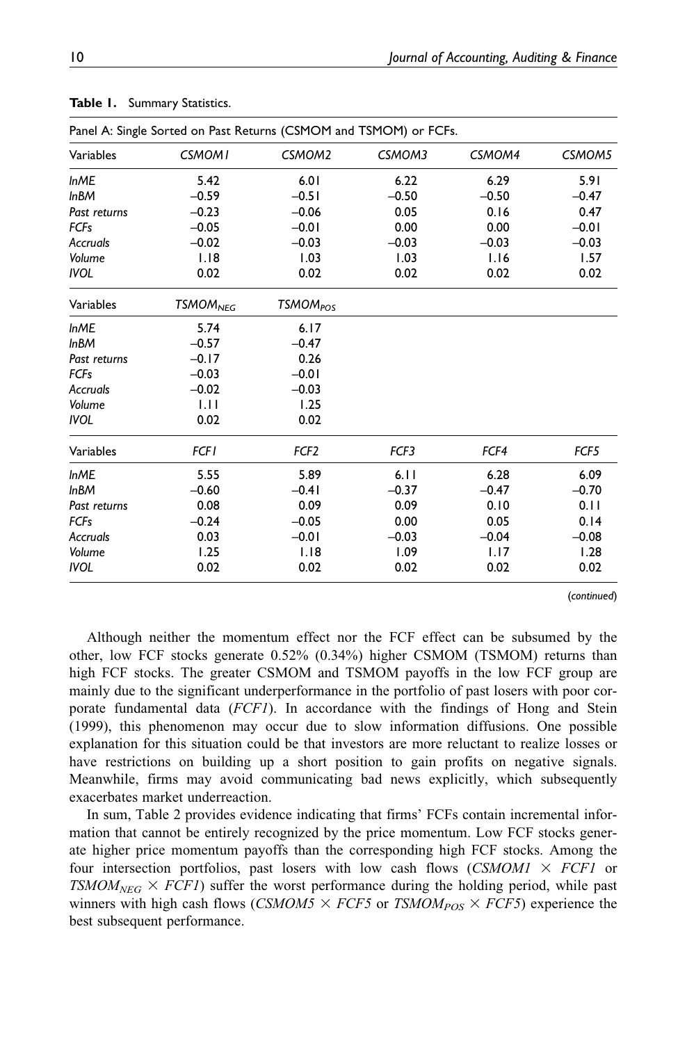**Table 1.** Summary Statistics.

Panel A: Single Sorted on Past Returns (CSMOM and TSMOM) or FCFs.

| Variables | *CSMOM1* | *CSMOM2* | *CSMOM3* | *CSMOM4* | *CSMOM5* |
|---|---|---|---|---|---|
| *lnME* | 5.42 | 6.01 | 6.22 | 6.29 | 5.91 |
| *lnBM* | −0.59 | −0.51 | −0.50 | −0.50 | −0.47 |
| *Past returns* | −0.23 | −0.06 | 0.05 | 0.16 | 0.47 |
| *FCFs* | −0.05 | −0.01 | 0.00 | 0.00 | −0.01 |
| *Accruals* | −0.02 | −0.03 | −0.03 | −0.03 | −0.03 |
| *Volume* | 1.18 | 1.03 | 1.03 | 1.16 | 1.57 |
| *IVOL* | 0.02 | 0.02 | 0.02 | 0.02 | 0.02 |
| Variables | $TSMOM_{NEG}$ | $TSMOM_{POS}$ | | | |
| *lnME* | 5.74 | 6.17 | | | |
| *lnBM* | −0.57 | −0.47 | | | |
| *Past returns* | −0.17 | 0.26 | | | |
| *FCFs* | −0.03 | −0.01 | | | |
| *Accruals* | −0.02 | −0.03 | | | |
| *Volume* | 1.11 | 1.25 | | | |
| *IVOL* | 0.02 | 0.02 | | | |
| Variables | *FCF1* | *FCF2* | *FCF3* | *FCF4* | *FCF5* |
| *lnME* | 5.55 | 5.89 | 6.11 | 6.28 | 6.09 |
| *lnBM* | −0.60 | −0.41 | −0.37 | −0.47 | −0.70 |
| *Past returns* | 0.08 | 0.09 | 0.09 | 0.10 | 0.11 |
| *FCFs* | −0.24 | −0.05 | 0.00 | 0.05 | 0.14 |
| *Accruals* | 0.03 | −0.01 | −0.03 | −0.04 | −0.08 |
| *Volume* | 1.25 | 1.18 | 1.09 | 1.17 | 1.28 |
| *IVOL* | 0.02 | 0.02 | 0.02 | 0.02 | 0.02 |

(*continued*)

Although neither the momentum effect nor the FCF effect can be subsumed by the other, low FCF stocks generate 0.52% (0.34%) higher CSMOM (TSMOM) returns than high FCF stocks. The greater CSMOM and TSMOM payoffs in the low FCF group are mainly due to the significant underperformance in the portfolio of past losers with poor corporate fundamental data (*FCF1*). In accordance with the findings of Hong and Stein (1999), this phenomenon may occur due to slow information diffusions. One possible explanation for this situation could be that investors are more reluctant to realize losses or have restrictions on building up a short position to gain profits on negative signals. Meanwhile, firms may avoid communicating bad news explicitly, which subsequently exacerbates market underreaction.

In sum, Table 2 provides evidence indicating that firms' FCFs contain incremental information that cannot be entirely recognized by the price momentum. Low FCF stocks generate higher price momentum payoffs than the corresponding high FCF stocks. Among the four intersection portfolios, past losers with low cash flows ($CSMOM1 \times FCF1$ or $TSMOM_{NEG} \times FCF1$) suffer the worst performance during the holding period, while past winners with high cash flows ($CSMOM5 \times FCF5$ or $TSMOM_{POS} \times FCF5$) experience the best subsequent performance.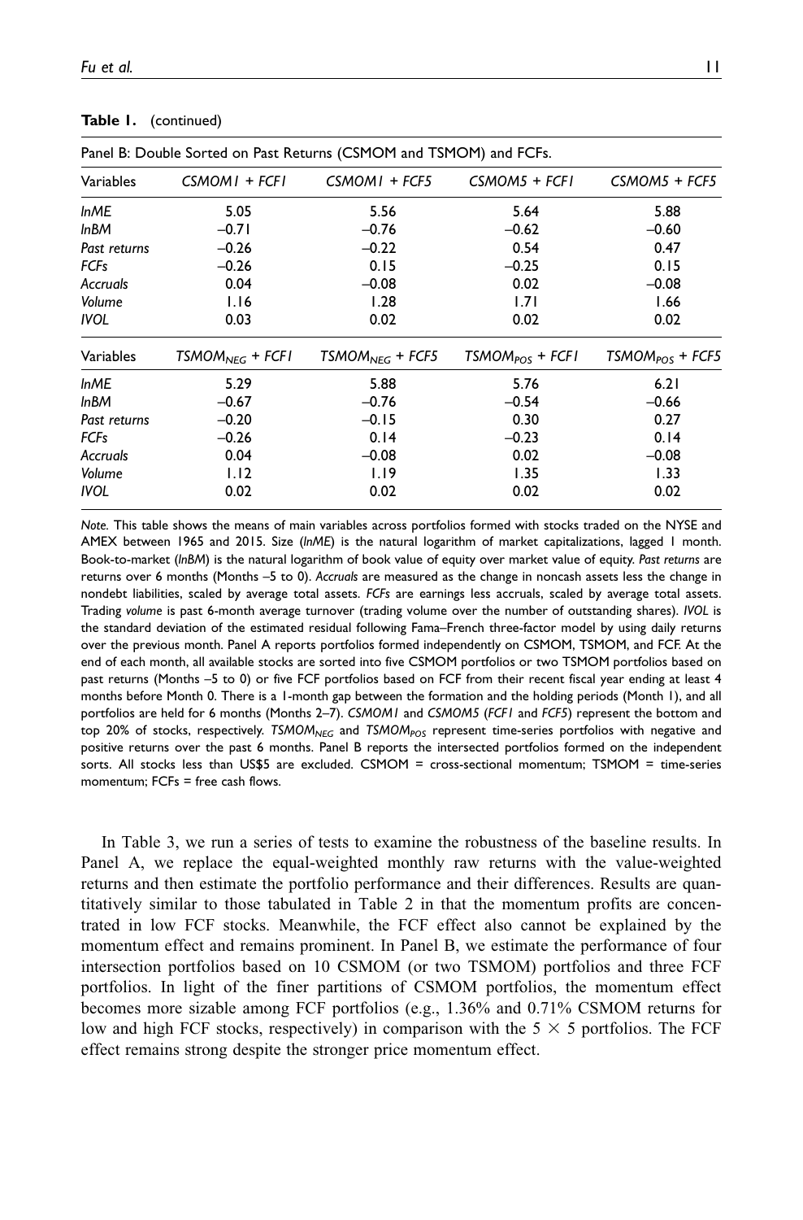**Table 1.** (continued)

| Panel B: Double Sorted on Past Returns (CSMOM and TSMOM) and FCFs. | | | | |
|---|---|---|---|---|
| Variables | *CSMOM1 + FCF1* | *CSMOM1 + FCF5* | *CSMOM5 + FCF1* | *CSMOM5 + FCF5* |
| *lnME* | 5.05 | 5.56 | 5.64 | 5.88 |
| *lnBM* | –0.71 | –0.76 | –0.62 | –0.60 |
| *Past returns* | –0.26 | –0.22 | 0.54 | 0.47 |
| *FCFs* | –0.26 | 0.15 | –0.25 | 0.15 |
| *Accruals* | 0.04 | –0.08 | 0.02 | –0.08 |
| *Volume* | 1.16 | 1.28 | 1.71 | 1.66 |
| *IVOL* | 0.03 | 0.02 | 0.02 | 0.02 |
| Variables | $TSMOM_{NEG}$ + *FCF1* | $TSMOM_{NEG}$ + *FCF5* | $TSMOM_{POS}$ + *FCF1* | $TSMOM_{POS}$ + *FCF5* |
| *lnME* | 5.29 | 5.88 | 5.76 | 6.21 |
| *lnBM* | –0.67 | –0.76 | –0.54 | –0.66 |
| *Past returns* | –0.20 | –0.15 | 0.30 | 0.27 |
| *FCFs* | –0.26 | 0.14 | –0.23 | 0.14 |
| *Accruals* | 0.04 | –0.08 | 0.02 | –0.08 |
| *Volume* | 1.12 | 1.19 | 1.35 | 1.33 |
| *IVOL* | 0.02 | 0.02 | 0.02 | 0.02 |

*Note.* This table shows the means of main variables across portfolios formed with stocks traded on the NYSE and AMEX between 1965 and 2015. Size (*lnME*) is the natural logarithm of market capitalizations, lagged 1 month. Book-to-market (*lnBM*) is the natural logarithm of book value of equity over market value of equity. *Past returns* are returns over 6 months (Months –5 to 0). *Accruals* are measured as the change in noncash assets less the change in nondebt liabilities, scaled by average total assets. *FCFs* are earnings less accruals, scaled by average total assets. Trading *volume* is past 6-month average turnover (trading volume over the number of outstanding shares). *IVOL* is the standard deviation of the estimated residual following Fama–French three-factor model by using daily returns over the previous month. Panel A reports portfolios formed independently on CSMOM, TSMOM, and FCF. At the end of each month, all available stocks are sorted into five CSMOM portfolios or two TSMOM portfolios based on past returns (Months –5 to 0) or five FCF portfolios based on FCF from their recent fiscal year ending at least 4 months before Month 0. There is a 1-month gap between the formation and the holding periods (Month 1), and all portfolios are held for 6 months (Months 2–7). *CSMOM1* and *CSMOM5* (*FCF1* and *FCF5*) represent the bottom and top 20% of stocks, respectively. $TSMOM_{NEG}$ and $TSMOM_{POS}$ represent time-series portfolios with negative and positive returns over the past 6 months. Panel B reports the intersected portfolios formed on the independent sorts. All stocks less than US$5 are excluded. CSMOM = cross-sectional momentum; TSMOM = time-series momentum; FCFs = free cash flows.

In Table 3, we run a series of tests to examine the robustness of the baseline results. In Panel A, we replace the equal-weighted monthly raw returns with the value-weighted returns and then estimate the portfolio performance and their differences. Results are quantitatively similar to those tabulated in Table 2 in that the momentum profits are concentrated in low FCF stocks. Meanwhile, the FCF effect also cannot be explained by the momentum effect and remains prominent. In Panel B, we estimate the performance of four intersection portfolios based on 10 CSMOM (or two TSMOM) portfolios and three FCF portfolios. In light of the finer partitions of CSMOM portfolios, the momentum effect becomes more sizable among FCF portfolios (e.g., 1.36% and 0.71% CSMOM returns for low and high FCF stocks, respectively) in comparison with the $5 \times 5$ portfolios. The FCF effect remains strong despite the stronger price momentum effect.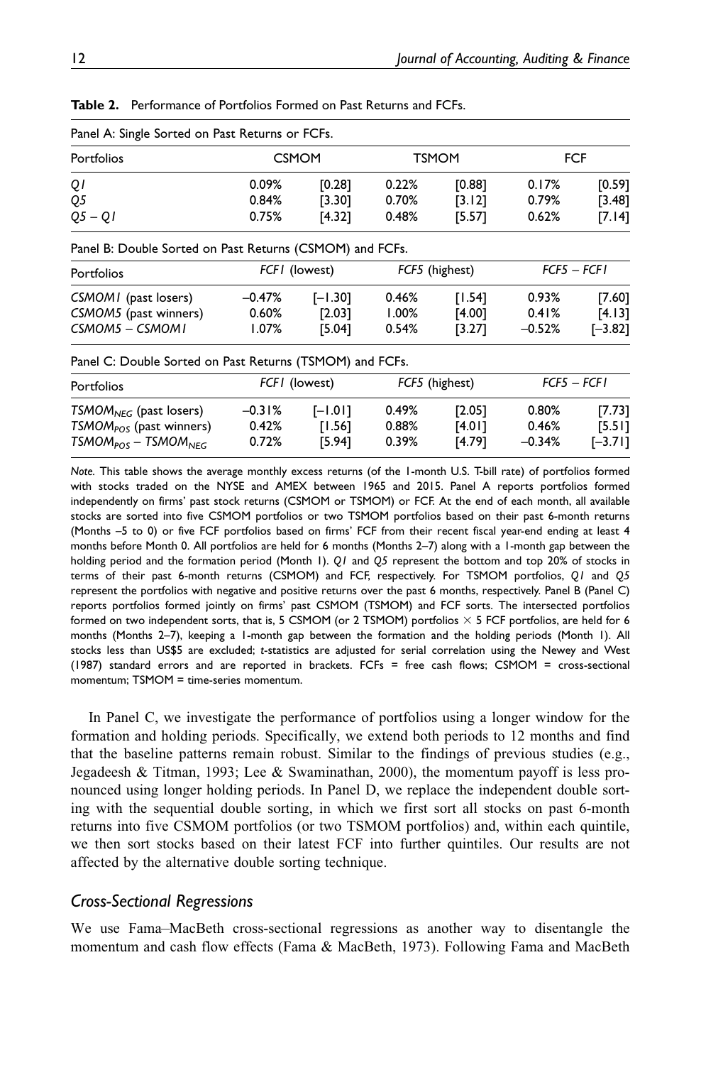**Table 2.** Performance of Portfolios Formed on Past Returns and FCFs.

Panel A: Single Sorted on Past Returns or FCFs.

| Portfolios | CSMOM | | TSMOM | | FCF | |
|---|---|---|---|---|---|---|
| *Q1* | 0.09% | [0.28] | 0.22% | [0.88] | 0.17% | [0.59] |
| *Q5* | 0.84% | [3.30] | 0.70% | [3.12] | 0.79% | [3.48] |
| *Q5 – Q1* | 0.75% | [4.32] | 0.48% | [5.57] | 0.62% | [7.14] |

Panel B: Double Sorted on Past Returns (CSMOM) and FCFs.

| Portfolios | *FCF1* (lowest) | | *FCF5* (highest) | | *FCF5 – FCF1* | |
|---|---|---|---|---|---|---|
| *CSMOM1* (past losers) | –0.47% | [–1.30] | 0.46% | [1.54] | 0.93% | [7.60] |
| *CSMOM5* (past winners) | 0.60% | [2.03] | 1.00% | [4.00] | 0.41% | [4.13] |
| *CSMOM5 – CSMOM1* | 1.07% | [5.04] | 0.54% | [3.27] | –0.52% | [–3.82] |

Panel C: Double Sorted on Past Returns (TSMOM) and FCFs.

| Portfolios | *FCF1* (lowest) | | *FCF5* (highest) | | *FCF5 – FCF1* | |
|---|---|---|---|---|---|---|
| $TSMOM_{NEG}$ (past losers) | –0.31% | [–1.01] | 0.49% | [2.05] | 0.80% | [7.73] |
| $TSMOM_{POS}$ (past winners) | 0.42% | [1.56] | 0.88% | [4.01] | 0.46% | [5.51] |
| $TSMOM_{POS} - TSMOM_{NEG}$ | 0.72% | [5.94] | 0.39% | [4.79] | –0.34% | [–3.71] |

*Note.* This table shows the average monthly excess returns (of the 1-month U.S. T-bill rate) of portfolios formed with stocks traded on the NYSE and AMEX between 1965 and 2015. Panel A reports portfolios formed independently on firms' past stock returns (CSMOM or TSMOM) or FCF. At the end of each month, all available stocks are sorted into five CSMOM portfolios or two TSMOM portfolios based on their past 6-month returns (Months –5 to 0) or five FCF portfolios based on firms' FCF from their recent fiscal year-end ending at least 4 months before Month 0. All portfolios are held for 6 months (Months 2–7) along with a 1-month gap between the holding period and the formation period (Month 1). *Q1* and *Q5* represent the bottom and top 20% of stocks in terms of their past 6-month returns (CSMOM) and FCF, respectively. For TSMOM portfolios, *Q1* and *Q5* represent the portfolios with negative and positive returns over the past 6 months, respectively. Panel B (Panel C) reports portfolios formed jointly on firms' past CSMOM (TSMOM) and FCF sorts. The intersected portfolios formed on two independent sorts, that is, 5 CSMOM (or 2 TSMOM) portfolios × 5 FCF portfolios, are held for 6 months (Months 2–7), keeping a 1-month gap between the formation and the holding periods (Month 1). All stocks less than US$5 are excluded; *t*-statistics are adjusted for serial correlation using the Newey and West (1987) standard errors and are reported in brackets. FCFs = free cash flows; CSMOM = cross-sectional momentum; TSMOM = time-series momentum.

In Panel C, we investigate the performance of portfolios using a longer window for the formation and holding periods. Specifically, we extend both periods to 12 months and find that the baseline patterns remain robust. Similar to the findings of previous studies (e.g., Jegadeesh & Titman, 1993; Lee & Swaminathan, 2000), the momentum payoff is less pronounced using longer holding periods. In Panel D, we replace the independent double sorting with the sequential double sorting, in which we first sort all stocks on past 6-month returns into five CSMOM portfolios (or two TSMOM portfolios) and, within each quintile, we then sort stocks based on their latest FCF into further quintiles. Our results are not affected by the alternative double sorting technique.

### *Cross-Sectional Regressions*

We use Fama–MacBeth cross-sectional regressions as another way to disentangle the momentum and cash flow effects (Fama & MacBeth, 1973). Following Fama and MacBeth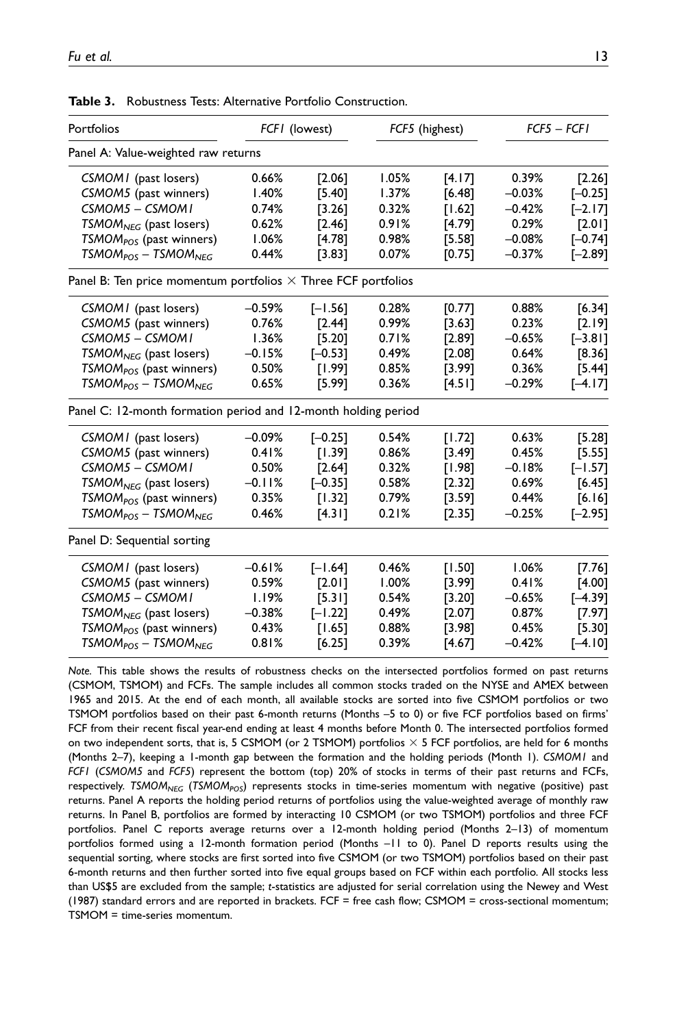**Table 3.** Robustness Tests: Alternative Portfolio Construction.

| Portfolios | *FCF1* (lowest) | | *FCF5* (highest) | | *FCF5 − FCF1* | |
|---|---|---|---|---|---|---|
| Panel A: Value-weighted raw returns | | | | | | |
| *CSMOM1* (past losers) | 0.66% | [2.06] | 1.05% | [4.17] | 0.39% | [2.26] |
| *CSMOM5* (past winners) | 1.40% | [5.40] | 1.37% | [6.48] | −0.03% | [−0.25] |
| *CSMOM5 − CSMOM1* | 0.74% | [3.26] | 0.32% | [1.62] | −0.42% | [−2.17] |
| $TSMOM_{NEG}$ (past losers) | 0.62% | [2.46] | 0.91% | [4.79] | 0.29% | [2.01] |
| $TSMOM_{POS}$ (past winners) | 1.06% | [4.78] | 0.98% | [5.58] | −0.08% | [−0.74] |
| $TSMOM_{POS} − TSMOM_{NEG}$ | 0.44% | [3.83] | 0.07% | [0.75] | −0.37% | [−2.89] |
| Panel B: Ten price momentum portfolios × Three FCF portfolios | | | | | | |
| *CSMOM1* (past losers) | −0.59% | [−1.56] | 0.28% | [0.77] | 0.88% | [6.34] |
| *CSMOM5* (past winners) | 0.76% | [2.44] | 0.99% | [3.63] | 0.23% | [2.19] |
| *CSMOM5 − CSMOM1* | 1.36% | [5.20] | 0.71% | [2.89] | −0.65% | [−3.81] |
| $TSMOM_{NEG}$ (past losers) | −0.15% | [−0.53] | 0.49% | [2.08] | 0.64% | [8.36] |
| $TSMOM_{POS}$ (past winners) | 0.50% | [1.99] | 0.85% | [3.99] | 0.36% | [5.44] |
| $TSMOM_{POS} − TSMOM_{NEG}$ | 0.65% | [5.99] | 0.36% | [4.51] | −0.29% | [−4.17] |
| Panel C: 12-month formation period and 12-month holding period | | | | | | |
| *CSMOM1* (past losers) | −0.09% | [−0.25] | 0.54% | [1.72] | 0.63% | [5.28] |
| *CSMOM5* (past winners) | 0.41% | [1.39] | 0.86% | [3.49] | 0.45% | [5.55] |
| *CSMOM5 − CSMOM1* | 0.50% | [2.64] | 0.32% | [1.98] | −0.18% | [−1.57] |
| $TSMOM_{NEG}$ (past losers) | −0.11% | [−0.35] | 0.58% | [2.32] | 0.69% | [6.45] |
| $TSMOM_{POS}$ (past winners) | 0.35% | [1.32] | 0.79% | [3.59] | 0.44% | [6.16] |
| $TSMOM_{POS} − TSMOM_{NEG}$ | 0.46% | [4.31] | 0.21% | [2.35] | −0.25% | [−2.95] |
| Panel D: Sequential sorting | | | | | | |
| *CSMOM1* (past losers) | −0.61% | [−1.64] | 0.46% | [1.50] | 1.06% | [7.76] |
| *CSMOM5* (past winners) | 0.59% | [2.01] | 1.00% | [3.99] | 0.41% | [4.00] |
| *CSMOM5 − CSMOM1* | 1.19% | [5.31] | 0.54% | [3.20] | −0.65% | [−4.39] |
| $TSMOM_{NEG}$ (past losers) | −0.38% | [−1.22] | 0.49% | [2.07] | 0.87% | [7.97] |
| $TSMOM_{POS}$ (past winners) | 0.43% | [1.65] | 0.88% | [3.98] | 0.45% | [5.30] |
| $TSMOM_{POS} − TSMOM_{NEG}$ | 0.81% | [6.25] | 0.39% | [4.67] | −0.42% | [−4.10] |

*Note.* This table shows the results of robustness checks on the intersected portfolios formed on past returns (CSMOM, TSMOM) and FCFs. The sample includes all common stocks traded on the NYSE and AMEX between 1965 and 2015. At the end of each month, all available stocks are sorted into five CSMOM portfolios or two TSMOM portfolios based on their past 6-month returns (Months –5 to 0) or five FCF portfolios based on firms' FCF from their recent fiscal year-end ending at least 4 months before Month 0. The intersected portfolios formed on two independent sorts, that is, 5 CSMOM (or 2 TSMOM) portfolios × 5 FCF portfolios, are held for 6 months (Months 2–7), keeping a 1-month gap between the formation and the holding periods (Month 1). *CSMOM1* and *FCF1* (*CSMOM5* and *FCF5*) represent the bottom (top) 20% of stocks in terms of their past returns and FCFs, respectively. $TSMOM_{NEG}$ ($TSMOM_{POS}$) represents stocks in time-series momentum with negative (positive) past returns. Panel A reports the holding period returns of portfolios using the value-weighted average of monthly raw returns. In Panel B, portfolios are formed by interacting 10 CSMOM (or two TSMOM) portfolios and three FCF portfolios. Panel C reports average returns over a 12-month holding period (Months 2–13) of momentum portfolios formed using a 12-month formation period (Months –11 to 0). Panel D reports results using the sequential sorting, where stocks are first sorted into five CSMOM (or two TSMOM) portfolios based on their past 6-month returns and then further sorted into five equal groups based on FCF within each portfolio. All stocks less than US$5 are excluded from the sample; *t*-statistics are adjusted for serial correlation using the Newey and West (1987) standard errors and are reported in brackets. FCF = free cash flow; CSMOM = cross-sectional momentum; TSMOM = time-series momentum.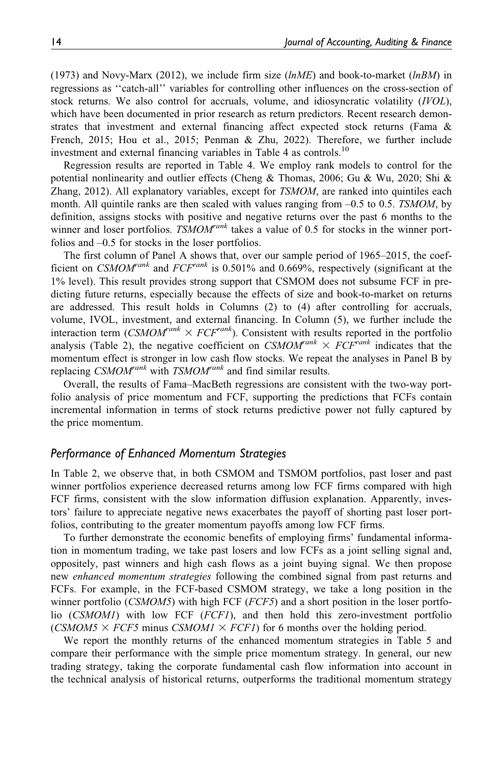(1973) and Novy-Marx (2012), we include firm size (*lnME*) and book-to-market (*lnBM*) in regressions as ''catch-all'' variables for controlling other influences on the cross-section of stock returns. We also control for accruals, volume, and idiosyncratic volatility (*IVOL*), which have been documented in prior research as return predictors. Recent research demonstrates that investment and external financing affect expected stock returns (Fama & French, 2015; Hou et al., 2015; Penman & Zhu, 2022). Therefore, we further include investment and external financing variables in Table 4 as controls.[10]

Regression results are reported in Table 4. We employ rank models to control for the potential nonlinearity and outlier effects (Cheng & Thomas, 2006; Gu & Wu, 2020; Shi & Zhang, 2012). All explanatory variables, except for *TSMOM*, are ranked into quintiles each month. All quintile ranks are then scaled with values ranging from –0.5 to 0.5. *TSMOM*, by definition, assigns stocks with positive and negative returns over the past 6 months to the winner and loser portfolios. $TSMOM^{rank}$ takes a value of 0.5 for stocks in the winner portfolios and –0.5 for stocks in the loser portfolios.

The first column of Panel A shows that, over our sample period of 1965–2015, the coefficient on $CSMOM^{rank}$ and $FCF^{rank}$ is 0.501% and 0.669%, respectively (significant at the 1% level). This result provides strong support that CSMOM does not subsume FCF in predicting future returns, especially because the effects of size and book-to-market on returns are addressed. This result holds in Columns (2) to (4) after controlling for accruals, volume, IVOL, investment, and external financing. In Column (5), we further include the interaction term ($CSMOM^{rank} \times FCF^{rank}$). Consistent with results reported in the portfolio analysis (Table 2), the negative coefficient on $CSMOM^{rank} \times FCF^{rank}$ indicates that the momentum effect is stronger in low cash flow stocks. We repeat the analyses in Panel B by replacing $CSMOM^{rank}$ with $TSMOM^{rank}$ and find similar results.

Overall, the results of Fama–MacBeth regressions are consistent with the two-way portfolio analysis of price momentum and FCF, supporting the predictions that FCFs contain incremental information in terms of stock returns predictive power not fully captured by the price momentum.

## Performance of Enhanced Momentum Strategies

In Table 2, we observe that, in both CSMOM and TSMOM portfolios, past loser and past winner portfolios experience decreased returns among low FCF firms compared with high FCF firms, consistent with the slow information diffusion explanation. Apparently, investors' failure to appreciate negative news exacerbates the payoff of shorting past loser portfolios, contributing to the greater momentum payoffs among low FCF firms.

To further demonstrate the economic benefits of employing firms' fundamental information in momentum trading, we take past losers and low FCFs as a joint selling signal and, oppositely, past winners and high cash flows as a joint buying signal. We then propose new *enhanced momentum strategies* following the combined signal from past returns and FCFs. For example, in the FCF-based CSMOM strategy, we take a long position in the winner portfolio (*CSMOM5*) with high FCF (*FCF5*) and a short position in the loser portfolio (*CSMOM1*) with low FCF (*FCF1*), and then hold this zero-investment portfolio (*CSMOM5* × *FCF5* minus *CSMOM1* × *FCF1*) for 6 months over the holding period.

We report the monthly returns of the enhanced momentum strategies in Table 5 and compare their performance with the simple price momentum strategy. In general, our new trading strategy, taking the corporate fundamental cash flow information into account in the technical analysis of historical returns, outperforms the traditional momentum strategy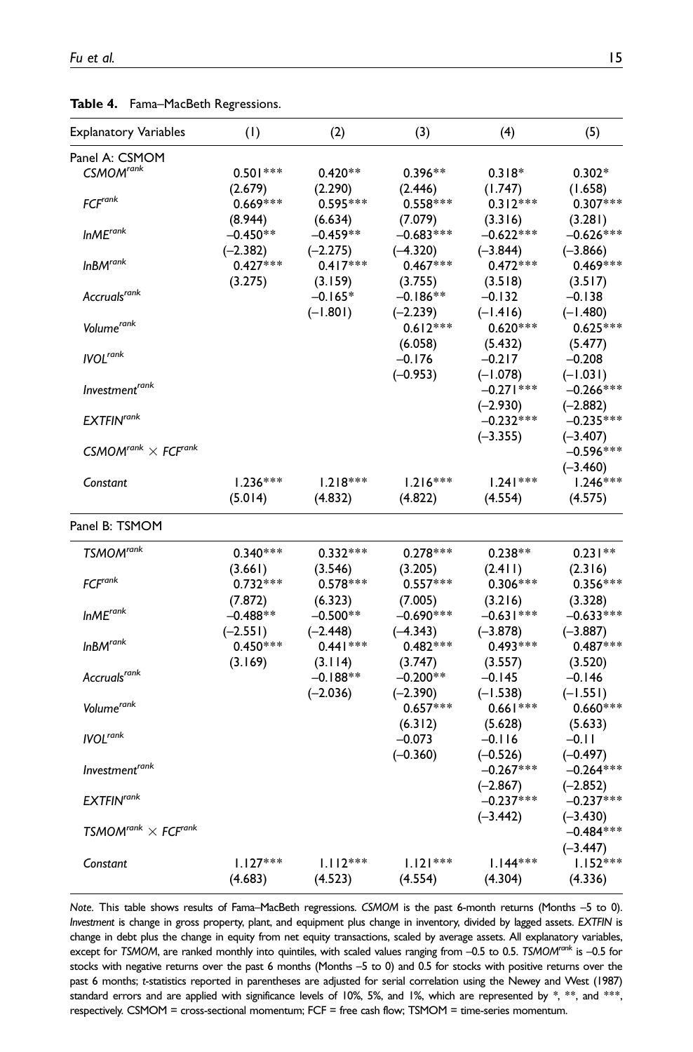**Table 4.** Fama–MacBeth Regressions.

| Explanatory Variables | (1) | (2) | (3) | (4) | (5) |
|---|---|---|---|---|---|
| Panel A: CSMOM | | | | | |
| $CSMOM^{rank}$ | 0.501*** | 0.420** | 0.396** | 0.318* | 0.302* |
| | (2.679) | (2.290) | (2.446) | (1.747) | (1.658) |
| $FCF^{rank}$ | 0.669*** | 0.595*** | 0.558*** | 0.312*** | 0.307*** |
| | (8.944) | (6.634) | (7.079) | (3.316) | (3.281) |
| $lnME^{rank}$ | −0.450** | −0.459** | −0.683*** | −0.622*** | −0.626*** |
| | (−2.382) | (−2.275) | (−4.320) | (−3.844) | (−3.866) |
| $lnBM^{rank}$ | 0.427*** | 0.417*** | 0.467*** | 0.472*** | 0.469*** |
| | (3.275) | (3.159) | (3.755) | (3.518) | (3.517) |
| $Accruals^{rank}$ | | −0.165* | −0.186** | −0.132 | −0.138 |
| | | (−1.801) | (−2.239) | (−1.416) | (−1.480) |
| $Volume^{rank}$ | | | 0.612*** | 0.620*** | 0.625*** |
| | | | (6.058) | (5.432) | (5.477) |
| $IVOL^{rank}$ | | | −0.176 | −0.217 | −0.208 |
| | | | (−0.953) | (−1.078) | (−1.031) |
| $Investment^{rank}$ | | | | −0.271*** | −0.266*** |
| | | | | (−2.930) | (−2.882) |
| $EXTFIN^{rank}$ | | | | −0.232*** | −0.235*** |
| | | | | (−3.355) | (−3.407) |
| $CSMOM^{rank} \times FCF^{rank}$ | | | | | −0.596*** |
| | | | | | (−3.460) |
| Constant | 1.236*** | 1.218*** | 1.216*** | 1.241*** | 1.246*** |
| | (5.014) | (4.832) | (4.822) | (4.554) | (4.575) |
| Panel B: TSMOM | | | | | |
| $TSMOM^{rank}$ | 0.340*** | 0.332*** | 0.278*** | 0.238** | 0.231** |
| | (3.661) | (3.546) | (3.205) | (2.411) | (2.316) |
| $FCF^{rank}$ | 0.732*** | 0.578*** | 0.557*** | 0.306*** | 0.356*** |
| | (7.872) | (6.323) | (7.005) | (3.216) | (3.328) |
| $lnME^{rank}$ | −0.488** | −0.500** | −0.690*** | −0.631*** | −0.633*** |
| | (−2.551) | (−2.448) | (−4.343) | (−3.878) | (−3.887) |
| $lnBM^{rank}$ | 0.450*** | 0.441*** | 0.482*** | 0.493*** | 0.487*** |
| | (3.169) | (3.114) | (3.747) | (3.557) | (3.520) |
| $Accruals^{rank}$ | | −0.188** | −0.200** | −0.145 | −0.146 |
| | | (−2.036) | (−2.390) | (−1.538) | (−1.551) |
| $Volume^{rank}$ | | | 0.657*** | 0.661*** | 0.660*** |
| | | | (6.312) | (5.628) | (5.633) |
| $IVOL^{rank}$ | | | −0.073 | −0.116 | −0.11 |
| | | | (−0.360) | (−0.526) | (−0.497) |
| $Investment^{rank}$ | | | | −0.267*** | −0.264*** |
| | | | | (−2.867) | (−2.852) |
| $EXTFIN^{rank}$ | | | | −0.237*** | −0.237*** |
| | | | | (−3.442) | (−3.430) |
| $TSMOM^{rank} \times FCF^{rank}$ | | | | | −0.484*** |
| | | | | | (−3.447) |
| Constant | 1.127*** | 1.112*** | 1.121*** | 1.144*** | 1.152*** |
| | (4.683) | (4.523) | (4.554) | (4.304) | (4.336) |

*Note.* This table shows results of Fama–MacBeth regressions. *CSMOM* is the past 6-month returns (Months −5 to 0). *Investment* is change in gross property, plant, and equipment plus change in inventory, divided by lagged assets. *EXTFIN* is change in debt plus the change in equity from net equity transactions, scaled by average assets. All explanatory variables, except for *TSMOM*, are ranked monthly into quintiles, with scaled values ranging from −0.5 to 0.5. $TSMOM^{rank}$ is −0.5 for stocks with negative returns over the past 6 months (Months −5 to 0) and 0.5 for stocks with positive returns over the past 6 months; *t*-statistics reported in parentheses are adjusted for serial correlation using the Newey and West (1987) standard errors and are applied with significance levels of 10%, 5%, and 1%, which are represented by *, **, and ***, respectively. CSMOM = cross-sectional momentum; FCF = free cash flow; TSMOM = time-series momentum.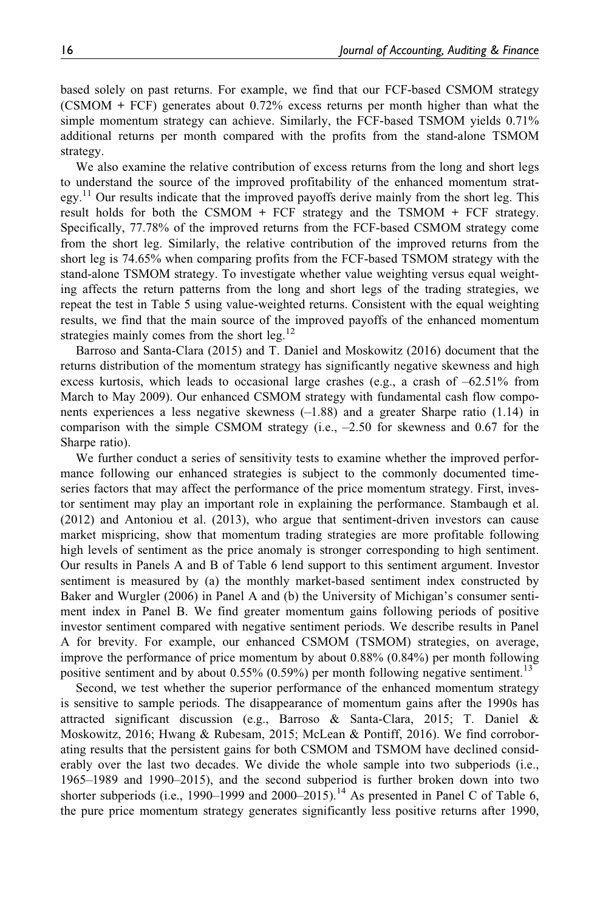based solely on past returns. For example, we find that our FCF-based CSMOM strategy (CSMOM + FCF) generates about 0.72% excess returns per month higher than what the simple momentum strategy can achieve. Similarly, the FCF-based TSMOM yields 0.71% additional returns per month compared with the profits from the stand-alone TSMOM strategy.

We also examine the relative contribution of excess returns from the long and short legs to understand the source of the improved profitability of the enhanced momentum strategy.[11] Our results indicate that the improved payoffs derive mainly from the short leg. This result holds for both the CSMOM + FCF strategy and the TSMOM + FCF strategy. Specifically, 77.78% of the improved returns from the FCF-based CSMOM strategy come from the short leg. Similarly, the relative contribution of the improved returns from the short leg is 74.65% when comparing profits from the FCF-based TSMOM strategy with the stand-alone TSMOM strategy. To investigate whether value weighting versus equal weighting affects the return patterns from the long and short legs of the trading strategies, we repeat the test in Table 5 using value-weighted returns. Consistent with the equal weighting results, we find that the main source of the improved payoffs of the enhanced momentum strategies mainly comes from the short leg.[12]

Barroso and Santa-Clara (2015) and T. Daniel and Moskowitz (2016) document that the returns distribution of the momentum strategy has significantly negative skewness and high excess kurtosis, which leads to occasional large crashes (e.g., a crash of –62.51% from March to May 2009). Our enhanced CSMOM strategy with fundamental cash flow components experiences a less negative skewness (–1.88) and a greater Sharpe ratio (1.14) in comparison with the simple CSMOM strategy (i.e., –2.50 for skewness and 0.67 for the Sharpe ratio).

We further conduct a series of sensitivity tests to examine whether the improved performance following our enhanced strategies is subject to the commonly documented time-series factors that may affect the performance of the price momentum strategy. First, investor sentiment may play an important role in explaining the performance. Stambaugh et al. (2012) and Antoniou et al. (2013), who argue that sentiment-driven investors can cause market mispricing, show that momentum trading strategies are more profitable following high levels of sentiment as the price anomaly is stronger corresponding to high sentiment. Our results in Panels A and B of Table 6 lend support to this sentiment argument. Investor sentiment is measured by (a) the monthly market-based sentiment index constructed by Baker and Wurgler (2006) in Panel A and (b) the University of Michigan's consumer sentiment index in Panel B. We find greater momentum gains following periods of positive investor sentiment compared with negative sentiment periods. We describe results in Panel A for brevity. For example, our enhanced CSMOM (TSMOM) strategies, on average, improve the performance of price momentum by about 0.88% (0.84%) per month following positive sentiment and by about 0.55% (0.59%) per month following negative sentiment.[13]

Second, we test whether the superior performance of the enhanced momentum strategy is sensitive to sample periods. The disappearance of momentum gains after the 1990s has attracted significant discussion (e.g., Barroso & Santa-Clara, 2015; T. Daniel & Moskowitz, 2016; Hwang & Rubesam, 2015; McLean & Pontiff, 2016). We find corroborating results that the persistent gains for both CSMOM and TSMOM have declined considerably over the last two decades. We divide the whole sample into two subperiods (i.e., 1965–1989 and 1990–2015), and the second subperiod is further broken down into two shorter subperiods (i.e., 1990–1999 and 2000–2015).[14] As presented in Panel C of Table 6, the pure price momentum strategy generates significantly less positive returns after 1990,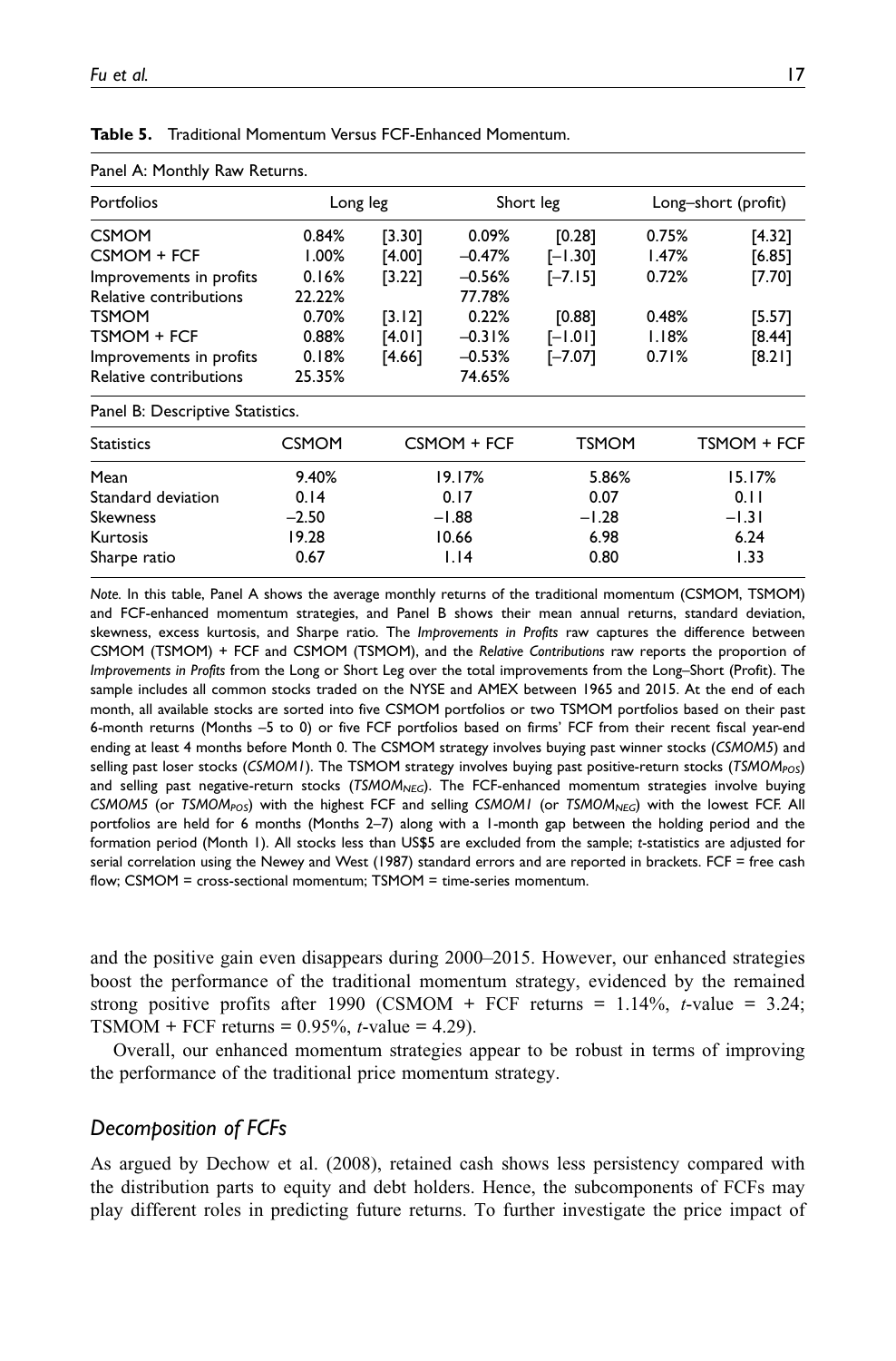**Table 5.** Traditional Momentum Versus FCF-Enhanced Momentum.

Panel A: Monthly Raw Returns.

| Portfolios | Long leg | | Short leg | | Long–short (profit) | |
|---|---|---|---|---|---|---|
| CSMOM | 0.84% | [3.30] | 0.09% | [0.28] | 0.75% | [4.32] |
| CSMOM + FCF | 1.00% | [4.00] | –0.47% | [–1.30] | 1.47% | [6.85] |
| Improvements in profits | 0.16% | [3.22] | –0.56% | [–7.15] | 0.72% | [7.70] |
| Relative contributions | 22.22% | | 77.78% | | | |
| TSMOM | 0.70% | [3.12] | 0.22% | [0.88] | 0.48% | [5.57] |
| TSMOM + FCF | 0.88% | [4.01] | –0.31% | [–1.01] | 1.18% | [8.44] |
| Improvements in profits | 0.18% | [4.66] | –0.53% | [–7.07] | 0.71% | [8.21] |
| Relative contributions | 25.35% | | 74.65% | | | |

Panel B: Descriptive Statistics.

| Statistics | CSMOM | CSMOM + FCF | TSMOM | TSMOM + FCF |
|---|---|---|---|---|
| Mean | 9.40% | 19.17% | 5.86% | 15.17% |
| Standard deviation | 0.14 | 0.17 | 0.07 | 0.11 |
| Skewness | –2.50 | –1.88 | –1.28 | –1.31 |
| Kurtosis | 19.28 | 10.66 | 6.98 | 6.24 |
| Sharpe ratio | 0.67 | 1.14 | 0.80 | 1.33 |

*Note.* In this table, Panel A shows the average monthly returns of the traditional momentum (CSMOM, TSMOM) and FCF-enhanced momentum strategies, and Panel B shows their mean annual returns, standard deviation, skewness, excess kurtosis, and Sharpe ratio. The *Improvements in Profits* raw captures the difference between CSMOM (TSMOM) + FCF and CSMOM (TSMOM), and the *Relative Contributions* raw reports the proportion of *Improvements in Profits* from the Long or Short Leg over the total improvements from the Long–Short (Profit). The sample includes all common stocks traded on the NYSE and AMEX between 1965 and 2015. At the end of each month, all available stocks are sorted into five CSMOM portfolios or two TSMOM portfolios based on their past 6-month returns (Months –5 to 0) or five FCF portfolios based on firms' FCF from their recent fiscal year-end ending at least 4 months before Month 0. The CSMOM strategy involves buying past winner stocks (*CSMOM5*) and selling past loser stocks (*CSMOM1*). The TSMOM strategy involves buying past positive-return stocks ($TSMOM_{POS}$) and selling past negative-return stocks ($TSMOM_{NEG}$). The FCF-enhanced momentum strategies involve buying *CSMOM5* (or $TSMOM_{POS}$) with the highest FCF and selling *CSMOM1* (or $TSMOM_{NEG}$) with the lowest FCF. All portfolios are held for 6 months (Months 2–7) along with a 1-month gap between the holding period and the formation period (Month 1). All stocks less than US$5 are excluded from the sample; *t*-statistics are adjusted for serial correlation using the Newey and West (1987) standard errors and are reported in brackets. FCF = free cash flow; CSMOM = cross-sectional momentum; TSMOM = time-series momentum.

and the positive gain even disappears during 2000–2015. However, our enhanced strategies boost the performance of the traditional momentum strategy, evidenced by the remained strong positive profits after 1990 (CSMOM + FCF returns = 1.14%, *t*-value = 3.24; TSMOM + FCF returns = 0.95%, *t*-value = 4.29).

Overall, our enhanced momentum strategies appear to be robust in terms of improving the performance of the traditional price momentum strategy.

### *Decomposition of FCFs*

As argued by Dechow et al. (2008), retained cash shows less persistency compared with the distribution parts to equity and debt holders. Hence, the subcomponents of FCFs may play different roles in predicting future returns. To further investigate the price impact of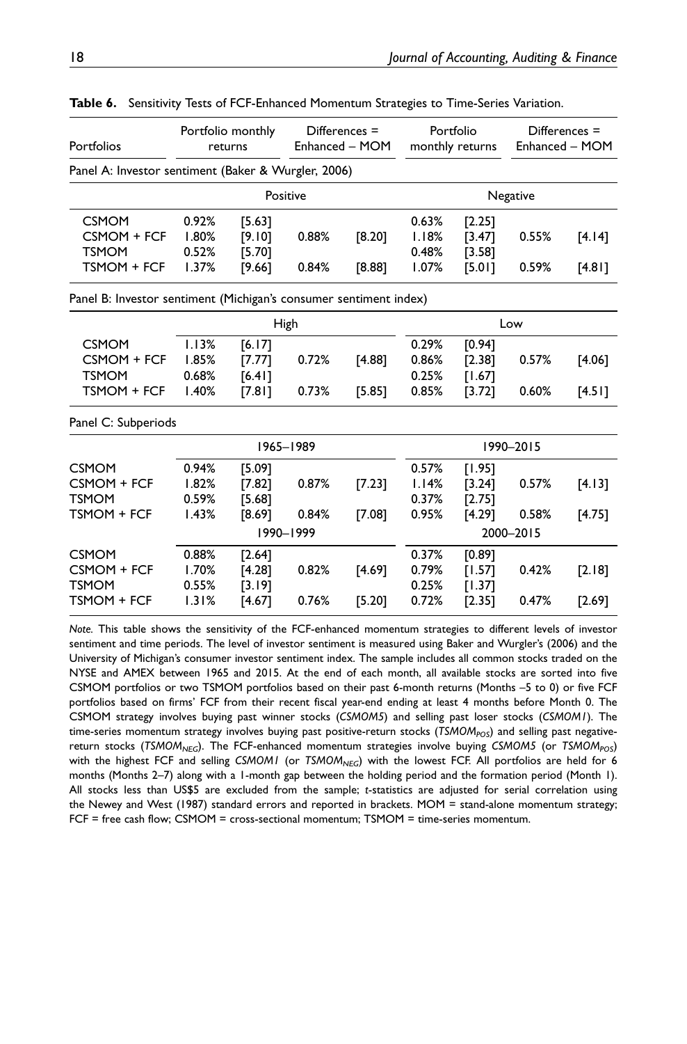**Table 6.** Sensitivity Tests of FCF-Enhanced Momentum Strategies to Time-Series Variation.

| Portfolios | Portfolio monthly returns | | Differences = Enhanced – MOM | | Portfolio monthly returns | | Differences = Enhanced – MOM | |
|---|---|---|---|---|---|---|---|---|
| Panel A: Investor sentiment (Baker & Wurgler, 2006) | | | | | | | | |
| | Positive | | | | Negative | | | |
| CSMOM | 0.92% | [5.63] | | | 0.63% | [2.25] | | |
| CSMOM + FCF | 1.80% | [9.10] | 0.88% | [8.20] | 1.18% | [3.47] | 0.55% | [4.14] |
| TSMOM | 0.52% | [5.70] | | | 0.48% | [3.58] | | |
| TSMOM + FCF | 1.37% | [9.66] | 0.84% | [8.88] | 1.07% | [5.01] | 0.59% | [4.81] |
| Panel B: Investor sentiment (Michigan's consumer sentiment index) | | | | | | | | |
| | High | | | | Low | | | |
| CSMOM | 1.13% | [6.17] | | | 0.29% | [0.94] | | |
| CSMOM + FCF | 1.85% | [7.77] | 0.72% | [4.88] | 0.86% | [2.38] | 0.57% | [4.06] |
| TSMOM | 0.68% | [6.41] | | | 0.25% | [1.67] | | |
| TSMOM + FCF | 1.40% | [7.81] | 0.73% | [5.85] | 0.85% | [3.72] | 0.60% | [4.51] |
| Panel C: Subperiods | | | | | | | | |
| | 1965–1989 | | | | 1990–2015 | | | |
| CSMOM | 0.94% | [5.09] | | | 0.57% | [1.95] | | |
| CSMOM + FCF | 1.82% | [7.82] | 0.87% | [7.23] | 1.14% | [3.24] | 0.57% | [4.13] |
| TSMOM | 0.59% | [5.68] | | | 0.37% | [2.75] | | |
| TSMOM + FCF | 1.43% | [8.69] | 0.84% | [7.08] | 0.95% | [4.29] | 0.58% | [4.75] |
| | 1990–1999 | | | | 2000–2015 | | | |
| CSMOM | 0.88% | [2.64] | | | 0.37% | [0.89] | | |
| CSMOM + FCF | 1.70% | [4.28] | 0.82% | [4.69] | 0.79% | [1.57] | 0.42% | [2.18] |
| TSMOM | 0.55% | [3.19] | | | 0.25% | [1.37] | | |
| TSMOM + FCF | 1.31% | [4.67] | 0.76% | [5.20] | 0.72% | [2.35] | 0.47% | [2.69] |

*Note.* This table shows the sensitivity of the FCF-enhanced momentum strategies to different levels of investor sentiment and time periods. The level of investor sentiment is measured using Baker and Wurgler's (2006) and the University of Michigan's consumer investor sentiment index. The sample includes all common stocks traded on the NYSE and AMEX between 1965 and 2015. At the end of each month, all available stocks are sorted into five CSMOM portfolios or two TSMOM portfolios based on their past 6-month returns (Months –5 to 0) or five FCF portfolios based on firms' FCF from their recent fiscal year-end ending at least 4 months before Month 0. The CSMOM strategy involves buying past winner stocks (*CSMOM5*) and selling past loser stocks (*CSMOM1*). The time-series momentum strategy involves buying past positive-return stocks ($TSMOM_{POS}$) and selling past negative-return stocks ($TSMOM_{NEG}$). The FCF-enhanced momentum strategies involve buying *CSMOM5* (or $TSMOM_{POS}$) with the highest FCF and selling *CSMOM1* (or $TSMOM_{NEG}$) with the lowest FCF. All portfolios are held for 6 months (Months 2–7) along with a 1-month gap between the holding period and the formation period (Month 1). All stocks less than US$5 are excluded from the sample; *t*-statistics are adjusted for serial correlation using the Newey and West (1987) standard errors and reported in brackets. MOM = stand-alone momentum strategy; FCF = free cash flow; CSMOM = cross-sectional momentum; TSMOM = time-series momentum.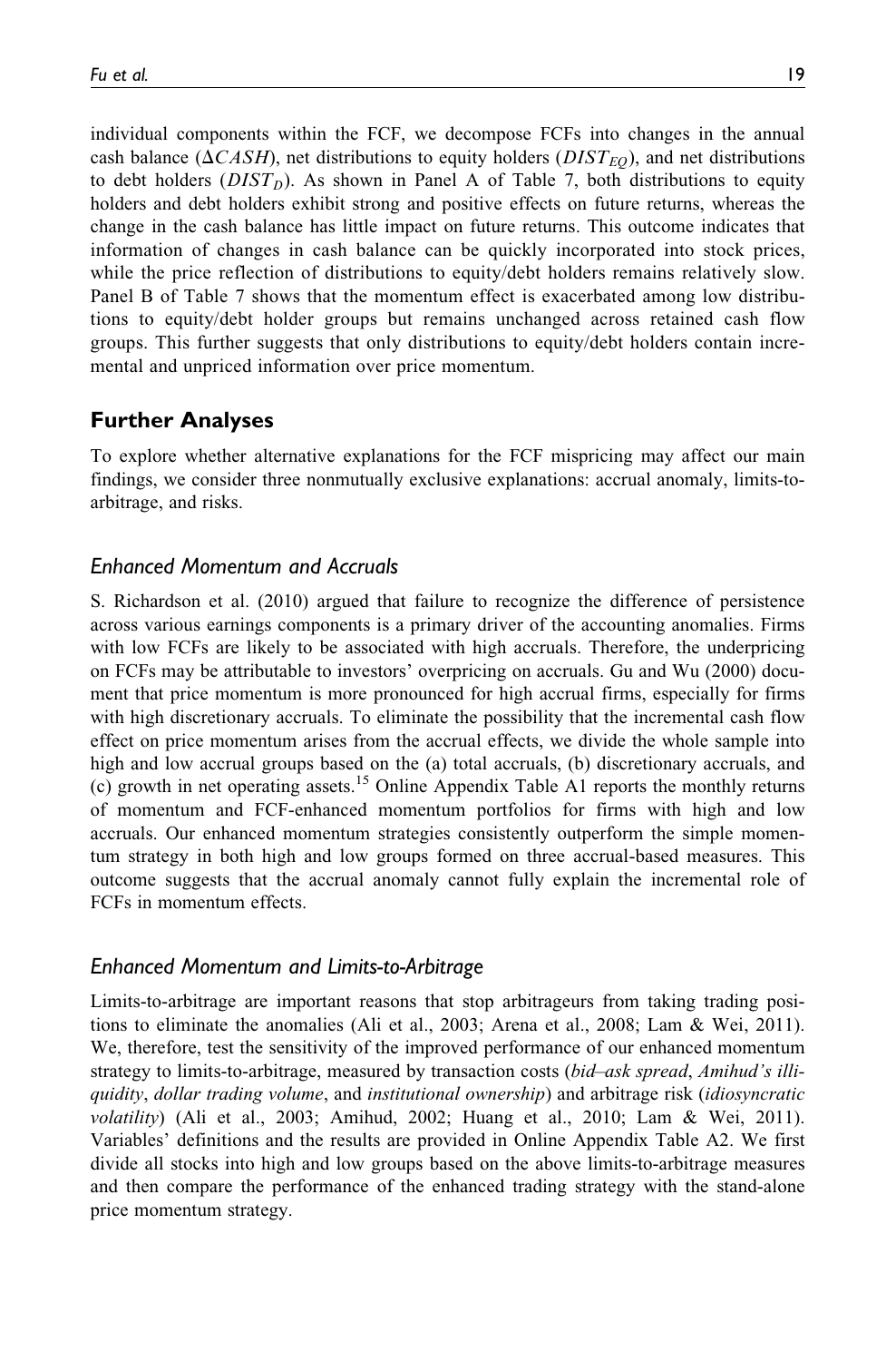individual components within the FCF, we decompose FCFs into changes in the annual cash balance ($\Delta CASH$), net distributions to equity holders ($DIST_{EQ}$), and net distributions to debt holders ($DIST_D$). As shown in Panel A of Table 7, both distributions to equity holders and debt holders exhibit strong and positive effects on future returns, whereas the change in the cash balance has little impact on future returns. This outcome indicates that information of changes in cash balance can be quickly incorporated into stock prices, while the price reflection of distributions to equity/debt holders remains relatively slow. Panel B of Table 7 shows that the momentum effect is exacerbated among low distributions to equity/debt holder groups but remains unchanged across retained cash flow groups. This further suggests that only distributions to equity/debt holders contain incremental and unpriced information over price momentum.

## Further Analyses

To explore whether alternative explanations for the FCF mispricing may affect our main findings, we consider three nonmutually exclusive explanations: accrual anomaly, limits-to-arbitrage, and risks.

### Enhanced Momentum and Accruals

S. Richardson et al. (2010) argued that failure to recognize the difference of persistence across various earnings components is a primary driver of the accounting anomalies. Firms with low FCFs are likely to be associated with high accruals. Therefore, the underpricing on FCFs may be attributable to investors' overpricing on accruals. Gu and Wu (2000) document that price momentum is more pronounced for high accrual firms, especially for firms with high discretionary accruals. To eliminate the possibility that the incremental cash flow effect on price momentum arises from the accrual effects, we divide the whole sample into high and low accrual groups based on the (a) total accruals, (b) discretionary accruals, and (c) growth in net operating assets.[15] Online Appendix Table A1 reports the monthly returns of momentum and FCF-enhanced momentum portfolios for firms with high and low accruals. Our enhanced momentum strategies consistently outperform the simple momentum strategy in both high and low groups formed on three accrual-based measures. This outcome suggests that the accrual anomaly cannot fully explain the incremental role of FCFs in momentum effects.

### Enhanced Momentum and Limits-to-Arbitrage

Limits-to-arbitrage are important reasons that stop arbitrageurs from taking trading positions to eliminate the anomalies (Ali et al., 2003; Arena et al., 2008; Lam & Wei, 2011). We, therefore, test the sensitivity of the improved performance of our enhanced momentum strategy to limits-to-arbitrage, measured by transaction costs (*bid–ask spread*, *Amihud's illiquidity*, *dollar trading volume*, and *institutional ownership*) and arbitrage risk (*idiosyncratic volatility*) (Ali et al., 2003; Amihud, 2002; Huang et al., 2010; Lam & Wei, 2011). Variables' definitions and the results are provided in Online Appendix Table A2. We first divide all stocks into high and low groups based on the above limits-to-arbitrage measures and then compare the performance of the enhanced trading strategy with the stand-alone price momentum strategy.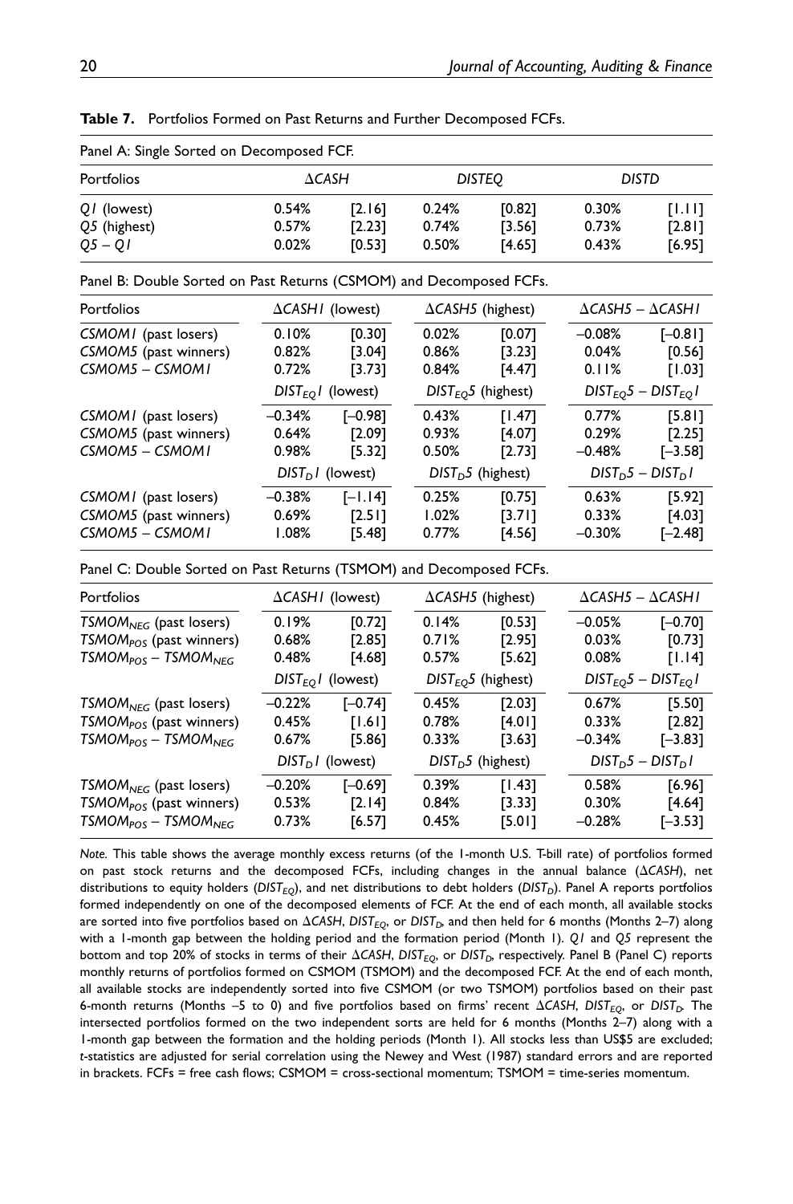**Table 7.** Portfolios Formed on Past Returns and Further Decomposed FCFs.

Panel A: Single Sorted on Decomposed FCF.

| Portfolios | $\Delta CASH$ | | $DISTEQ$ | | $DISTD$ | |
|---|---|---|---|---|---|---|
| $Q1$ (lowest) | 0.54% | [2.16] | 0.24% | [0.82] | 0.30% | [1.11] |
| $Q5$ (highest) | 0.57% | [2.23] | 0.74% | [3.56] | 0.73% | [2.81] |
| $Q5 - Q1$ | 0.02% | [0.53] | 0.50% | [4.65] | 0.43% | [6.95] |

Panel B: Double Sorted on Past Returns (CSMOM) and Decomposed FCFs.

| Portfolios | $\Delta CASH1$ (lowest) | | $\Delta CASH5$ (highest) | | $\Delta CASH5 - \Delta CASH1$ | |
|---|---|---|---|---|---|---|
| $CSMOM1$ (past losers) | 0.10% | [0.30] | 0.02% | [0.07] | −0.08% | [−0.81] |
| $CSMOM5$ (past winners) | 0.82% | [3.04] | 0.86% | [3.23] | 0.04% | [0.56] |
| $CSMOM5 - CSMOM1$ | 0.72% | [3.73] | 0.84% | [4.47] | 0.11% | [1.03] |
| | $DIST_{EQ}1$ (lowest) | | $DIST_{EQ}5$ (highest) | | $DIST_{EQ}5 - DIST_{EQ}1$ | |
| $CSMOM1$ (past losers) | −0.34% | [−0.98] | 0.43% | [1.47] | 0.77% | [5.81] |
| $CSMOM5$ (past winners) | 0.64% | [2.09] | 0.93% | [4.07] | 0.29% | [2.25] |
| $CSMOM5 - CSMOM1$ | 0.98% | [5.32] | 0.50% | [2.73] | −0.48% | [−3.58] |
| | $DIST_{D}1$ (lowest) | | $DIST_{D}5$ (highest) | | $DIST_{D}5 - DIST_{D}1$ | |
| $CSMOM1$ (past losers) | −0.38% | [−1.14] | 0.25% | [0.75] | 0.63% | [5.92] |
| $CSMOM5$ (past winners) | 0.69% | [2.51] | 1.02% | [3.71] | 0.33% | [4.03] |
| $CSMOM5 - CSMOM1$ | 1.08% | [5.48] | 0.77% | [4.56] | −0.30% | [−2.48] |

Panel C: Double Sorted on Past Returns (TSMOM) and Decomposed FCFs.

| Portfolios | $\Delta CASH1$ (lowest) | | $\Delta CASH5$ (highest) | | $\Delta CASH5 - \Delta CASH1$ | |
|---|---|---|---|---|---|---|
| $TSMOM_{NEG}$ (past losers) | 0.19% | [0.72] | 0.14% | [0.53] | −0.05% | [−0.70] |
| $TSMOM_{POS}$ (past winners) | 0.68% | [2.85] | 0.71% | [2.95] | 0.03% | [0.73] |
| $TSMOM_{POS} - TSMOM_{NEG}$ | 0.48% | [4.68] | 0.57% | [5.62] | 0.08% | [1.14] |
| | $DIST_{EQ}1$ (lowest) | | $DIST_{EQ}5$ (highest) | | $DIST_{EQ}5 - DIST_{EQ}1$ | |
| $TSMOM_{NEG}$ (past losers) | −0.22% | [−0.74] | 0.45% | [2.03] | 0.67% | [5.50] |
| $TSMOM_{POS}$ (past winners) | 0.45% | [1.61] | 0.78% | [4.01] | 0.33% | [2.82] |
| $TSMOM_{POS} - TSMOM_{NEG}$ | 0.67% | [5.86] | 0.33% | [3.63] | −0.34% | [−3.83] |
| | $DIST_{D}1$ (lowest) | | $DIST_{D}5$ (highest) | | $DIST_{D}5 - DIST_{D}1$ | |
| $TSMOM_{NEG}$ (past losers) | −0.20% | [−0.69] | 0.39% | [1.43] | 0.58% | [6.96] |
| $TSMOM_{POS}$ (past winners) | 0.53% | [2.14] | 0.84% | [3.33] | 0.30% | [4.64] |
| $TSMOM_{POS} - TSMOM_{NEG}$ | 0.73% | [6.57] | 0.45% | [5.01] | −0.28% | [−3.53] |

*Note.* This table shows the average monthly excess returns (of the 1-month U.S. T-bill rate) of portfolios formed on past stock returns and the decomposed FCFs, including changes in the annual balance ($\Delta CASH$), net distributions to equity holders ($DIST_{EQ}$), and net distributions to debt holders ($DIST_{D}$). Panel A reports portfolios formed independently on one of the decomposed elements of FCF. At the end of each month, all available stocks are sorted into five portfolios based on $\Delta CASH$, $DIST_{EQ}$, or $DIST_{D}$, and then held for 6 months (Months 2–7) along with a 1-month gap between the holding period and the formation period (Month 1). $Q1$ and $Q5$ represent the bottom and top 20% of stocks in terms of their $\Delta CASH$, $DIST_{EQ}$, or $DIST_{D}$, respectively. Panel B (Panel C) reports monthly returns of portfolios formed on CSMOM (TSMOM) and the decomposed FCF. At the end of each month, all available stocks are independently sorted into five CSMOM (or two TSMOM) portfolios based on their past 6-month returns (Months −5 to 0) and five portfolios based on firms' recent $\Delta CASH$, $DIST_{EQ}$, or $DIST_{D}$. The intersected portfolios formed on the two independent sorts are held for 6 months (Months 2–7) along with a 1-month gap between the formation and the holding periods (Month 1). All stocks less than US$5 are excluded; *t*-statistics are adjusted for serial correlation using the Newey and West (1987) standard errors and are reported in brackets. FCFs = free cash flows; CSMOM = cross-sectional momentum; TSMOM = time-series momentum.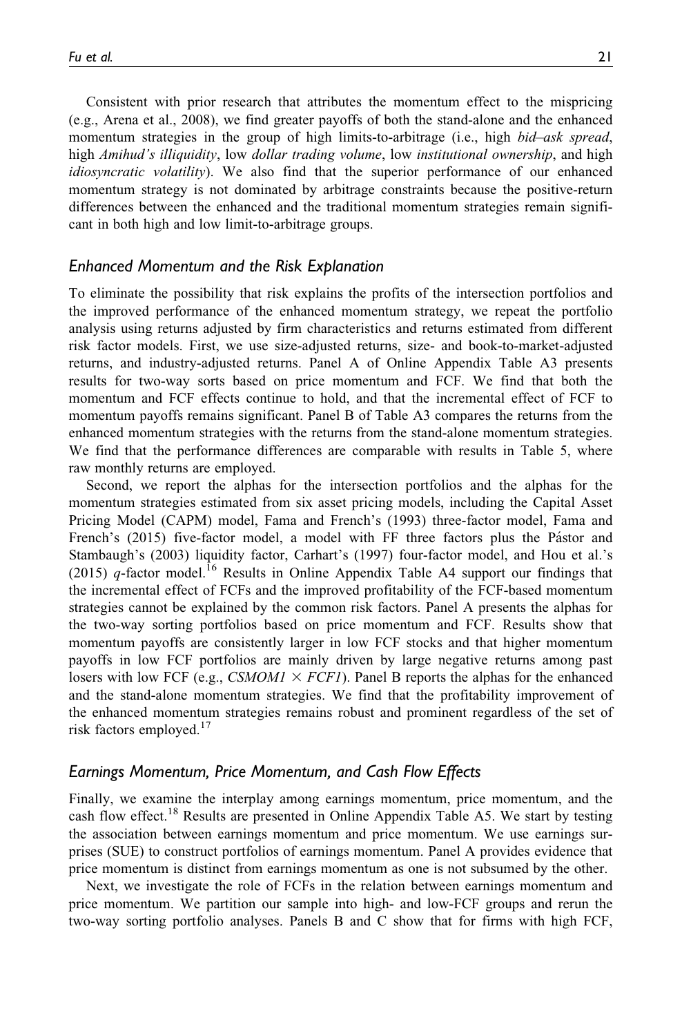Consistent with prior research that attributes the momentum effect to the mispricing (e.g., Arena et al., 2008), we find greater payoffs of both the stand-alone and the enhanced momentum strategies in the group of high limits-to-arbitrage (i.e., high *bid–ask spread*, high *Amihud's illiquidity*, low *dollar trading volume*, low *institutional ownership*, and high *idiosyncratic volatility*). We also find that the superior performance of our enhanced momentum strategy is not dominated by arbitrage constraints because the positive-return differences between the enhanced and the traditional momentum strategies remain significant in both high and low limit-to-arbitrage groups.

### *Enhanced Momentum and the Risk Explanation*

To eliminate the possibility that risk explains the profits of the intersection portfolios and the improved performance of the enhanced momentum strategy, we repeat the portfolio analysis using returns adjusted by firm characteristics and returns estimated from different risk factor models. First, we use size-adjusted returns, size- and book-to-market-adjusted returns, and industry-adjusted returns. Panel A of Online Appendix Table A3 presents results for two-way sorts based on price momentum and FCF. We find that both the momentum and FCF effects continue to hold, and that the incremental effect of FCF to momentum payoffs remains significant. Panel B of Table A3 compares the returns from the enhanced momentum strategies with the returns from the stand-alone momentum strategies. We find that the performance differences are comparable with results in Table 5, where raw monthly returns are employed.

Second, we report the alphas for the intersection portfolios and the alphas for the momentum strategies estimated from six asset pricing models, including the Capital Asset Pricing Model (CAPM) model, Fama and French's (1993) three-factor model, Fama and French's (2015) five-factor model, a model with FF three factors plus the Pástor and Stambaugh's (2003) liquidity factor, Carhart's (1997) four-factor model, and Hou et al.'s (2015) *q*-factor model.[16] Results in Online Appendix Table A4 support our findings that the incremental effect of FCFs and the improved profitability of the FCF-based momentum strategies cannot be explained by the common risk factors. Panel A presents the alphas for the two-way sorting portfolios based on price momentum and FCF. Results show that momentum payoffs are consistently larger in low FCF stocks and that higher momentum payoffs in low FCF portfolios are mainly driven by large negative returns among past losers with low FCF (e.g., $CSMOM1 \times FCF1$). Panel B reports the alphas for the enhanced and the stand-alone momentum strategies. We find that the profitability improvement of the enhanced momentum strategies remains robust and prominent regardless of the set of risk factors employed.[17]

### *Earnings Momentum, Price Momentum, and Cash Flow Effects*

Finally, we examine the interplay among earnings momentum, price momentum, and the cash flow effect.[18] Results are presented in Online Appendix Table A5. We start by testing the association between earnings momentum and price momentum. We use earnings surprises (SUE) to construct portfolios of earnings momentum. Panel A provides evidence that price momentum is distinct from earnings momentum as one is not subsumed by the other.

Next, we investigate the role of FCFs in the relation between earnings momentum and price momentum. We partition our sample into high- and low-FCF groups and rerun the two-way sorting portfolio analyses. Panels B and C show that for firms with high FCF,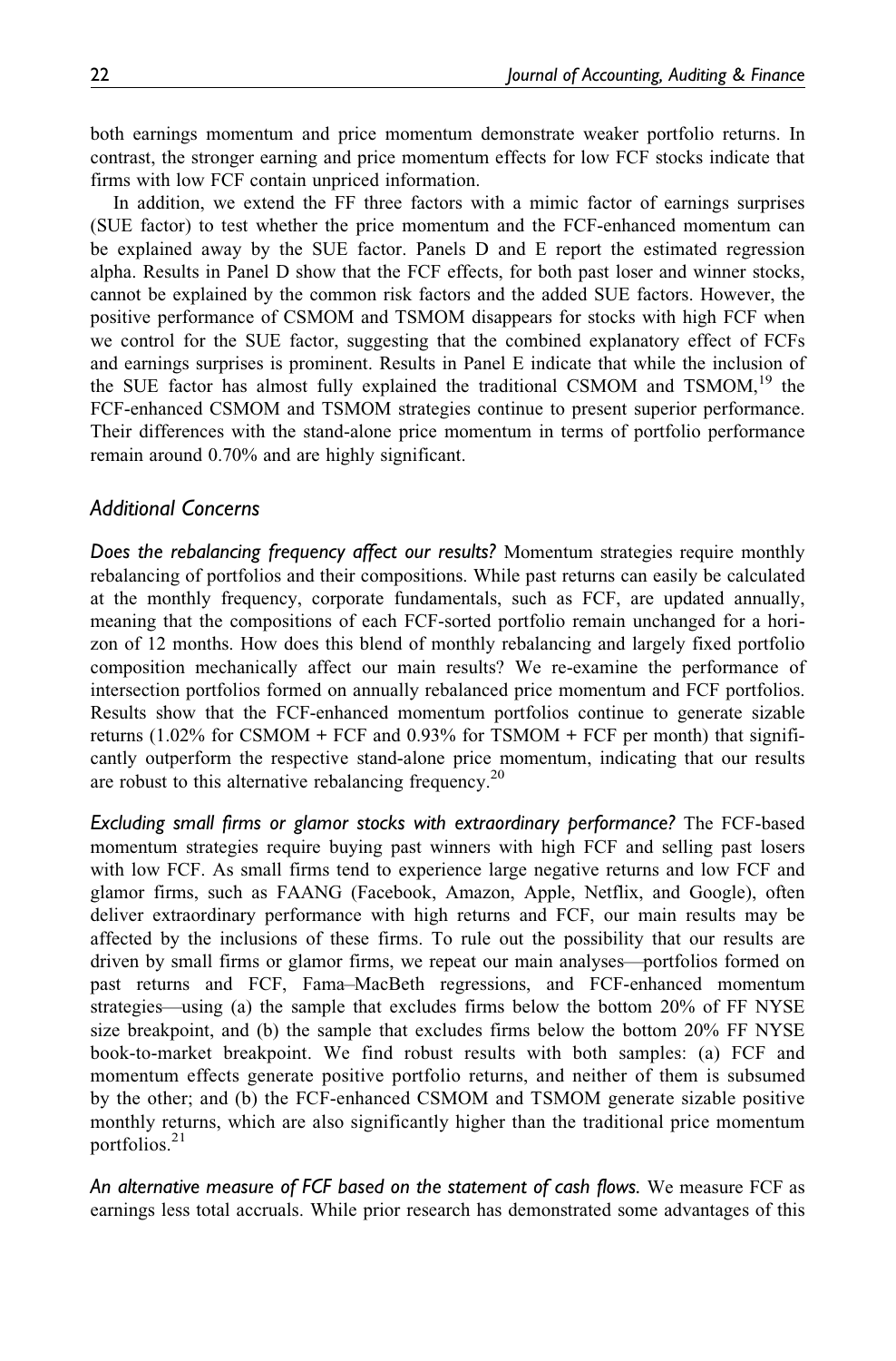both earnings momentum and price momentum demonstrate weaker portfolio returns. In contrast, the stronger earning and price momentum effects for low FCF stocks indicate that firms with low FCF contain unpriced information.

In addition, we extend the FF three factors with a mimic factor of earnings surprises (SUE factor) to test whether the price momentum and the FCF-enhanced momentum can be explained away by the SUE factor. Panels D and E report the estimated regression alpha. Results in Panel D show that the FCF effects, for both past loser and winner stocks, cannot be explained by the common risk factors and the added SUE factors. However, the positive performance of CSMOM and TSMOM disappears for stocks with high FCF when we control for the SUE factor, suggesting that the combined explanatory effect of FCFs and earnings surprises is prominent. Results in Panel E indicate that while the inclusion of the SUE factor has almost fully explained the traditional CSMOM and TSMOM,[19] the FCF-enhanced CSMOM and TSMOM strategies continue to present superior performance. Their differences with the stand-alone price momentum in terms of portfolio performance remain around 0.70% and are highly significant.

### Additional Concerns

*Does the rebalancing frequency affect our results?* Momentum strategies require monthly rebalancing of portfolios and their compositions. While past returns can easily be calculated at the monthly frequency, corporate fundamentals, such as FCF, are updated annually, meaning that the compositions of each FCF-sorted portfolio remain unchanged for a horizon of 12 months. How does this blend of monthly rebalancing and largely fixed portfolio composition mechanically affect our main results? We re-examine the performance of intersection portfolios formed on annually rebalanced price momentum and FCF portfolios. Results show that the FCF-enhanced momentum portfolios continue to generate sizable returns (1.02% for CSMOM + FCF and 0.93% for TSMOM + FCF per month) that significantly outperform the respective stand-alone price momentum, indicating that our results are robust to this alternative rebalancing frequency.[20]

*Excluding small firms or glamor stocks with extraordinary performance?* The FCF-based momentum strategies require buying past winners with high FCF and selling past losers with low FCF. As small firms tend to experience large negative returns and low FCF and glamor firms, such as FAANG (Facebook, Amazon, Apple, Netflix, and Google), often deliver extraordinary performance with high returns and FCF, our main results may be affected by the inclusions of these firms. To rule out the possibility that our results are driven by small firms or glamor firms, we repeat our main analyses—portfolios formed on past returns and FCF, Fama–MacBeth regressions, and FCF-enhanced momentum strategies—using (a) the sample that excludes firms below the bottom 20% of FF NYSE size breakpoint, and (b) the sample that excludes firms below the bottom 20% FF NYSE book-to-market breakpoint. We find robust results with both samples: (a) FCF and momentum effects generate positive portfolio returns, and neither of them is subsumed by the other; and (b) the FCF-enhanced CSMOM and TSMOM generate sizable positive monthly returns, which are also significantly higher than the traditional price momentum portfolios.[21]

*An alternative measure of FCF based on the statement of cash flows.* We measure FCF as earnings less total accruals. While prior research has demonstrated some advantages of this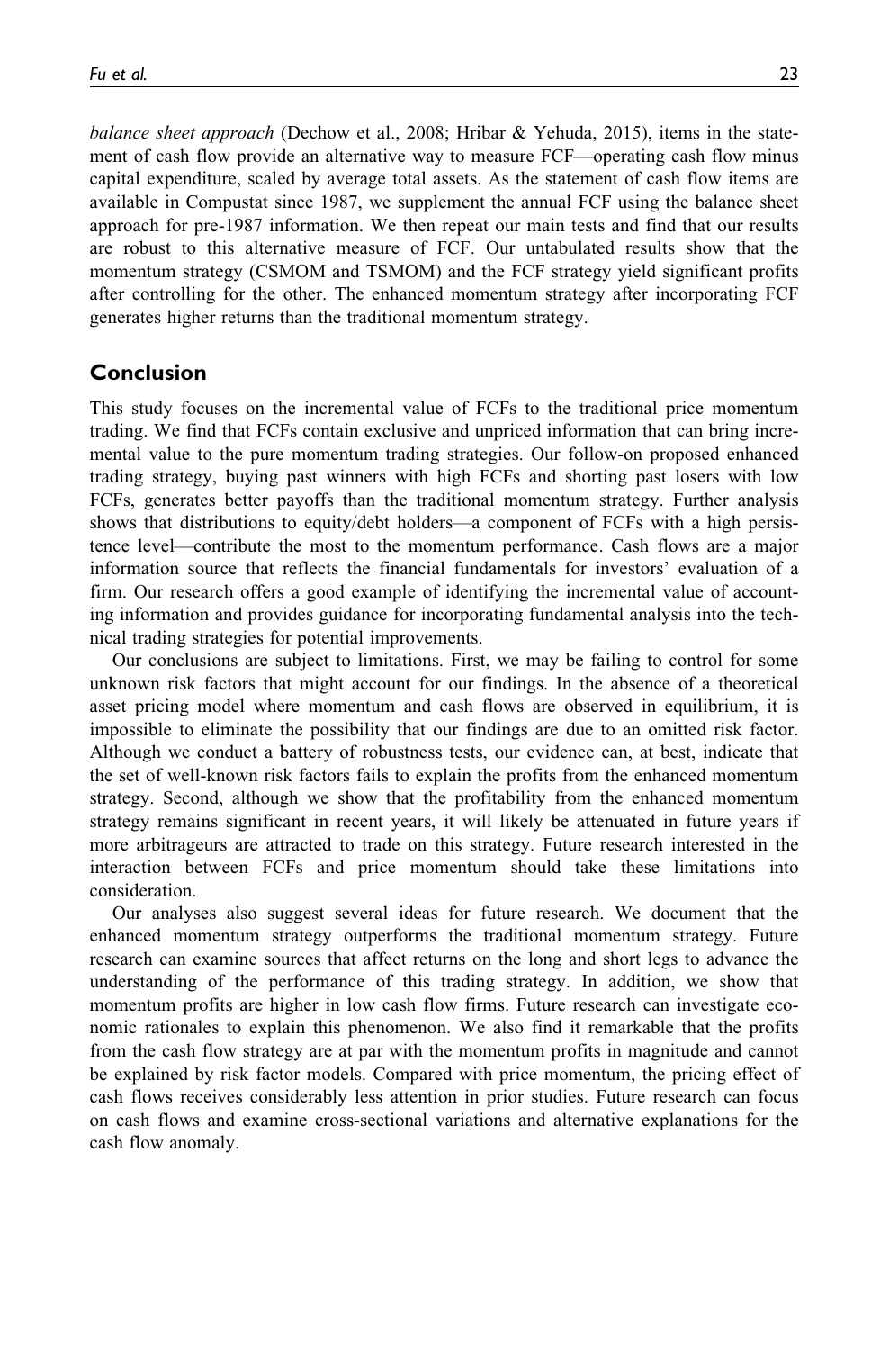*balance sheet approach* (Dechow et al., 2008; Hribar & Yehuda, 2015), items in the statement of cash flow provide an alternative way to measure FCF—operating cash flow minus capital expenditure, scaled by average total assets. As the statement of cash flow items are available in Compustat since 1987, we supplement the annual FCF using the balance sheet approach for pre-1987 information. We then repeat our main tests and find that our results are robust to this alternative measure of FCF. Our untabulated results show that the momentum strategy (CSMOM and TSMOM) and the FCF strategy yield significant profits after controlling for the other. The enhanced momentum strategy after incorporating FCF generates higher returns than the traditional momentum strategy.

## Conclusion

This study focuses on the incremental value of FCFs to the traditional price momentum trading. We find that FCFs contain exclusive and unpriced information that can bring incremental value to the pure momentum trading strategies. Our follow-on proposed enhanced trading strategy, buying past winners with high FCFs and shorting past losers with low FCFs, generates better payoffs than the traditional momentum strategy. Further analysis shows that distributions to equity/debt holders—a component of FCFs with a high persistence level—contribute the most to the momentum performance. Cash flows are a major information source that reflects the financial fundamentals for investors' evaluation of a firm. Our research offers a good example of identifying the incremental value of accounting information and provides guidance for incorporating fundamental analysis into the technical trading strategies for potential improvements.

Our conclusions are subject to limitations. First, we may be failing to control for some unknown risk factors that might account for our findings. In the absence of a theoretical asset pricing model where momentum and cash flows are observed in equilibrium, it is impossible to eliminate the possibility that our findings are due to an omitted risk factor. Although we conduct a battery of robustness tests, our evidence can, at best, indicate that the set of well-known risk factors fails to explain the profits from the enhanced momentum strategy. Second, although we show that the profitability from the enhanced momentum strategy remains significant in recent years, it will likely be attenuated in future years if more arbitrageurs are attracted to trade on this strategy. Future research interested in the interaction between FCFs and price momentum should take these limitations into consideration.

Our analyses also suggest several ideas for future research. We document that the enhanced momentum strategy outperforms the traditional momentum strategy. Future research can examine sources that affect returns on the long and short legs to advance the understanding of the performance of this trading strategy. In addition, we show that momentum profits are higher in low cash flow firms. Future research can investigate economic rationales to explain this phenomenon. We also find it remarkable that the profits from the cash flow strategy are at par with the momentum profits in magnitude and cannot be explained by risk factor models. Compared with price momentum, the pricing effect of cash flows receives considerably less attention in prior studies. Future research can focus on cash flows and examine cross-sectional variations and alternative explanations for the cash flow anomaly.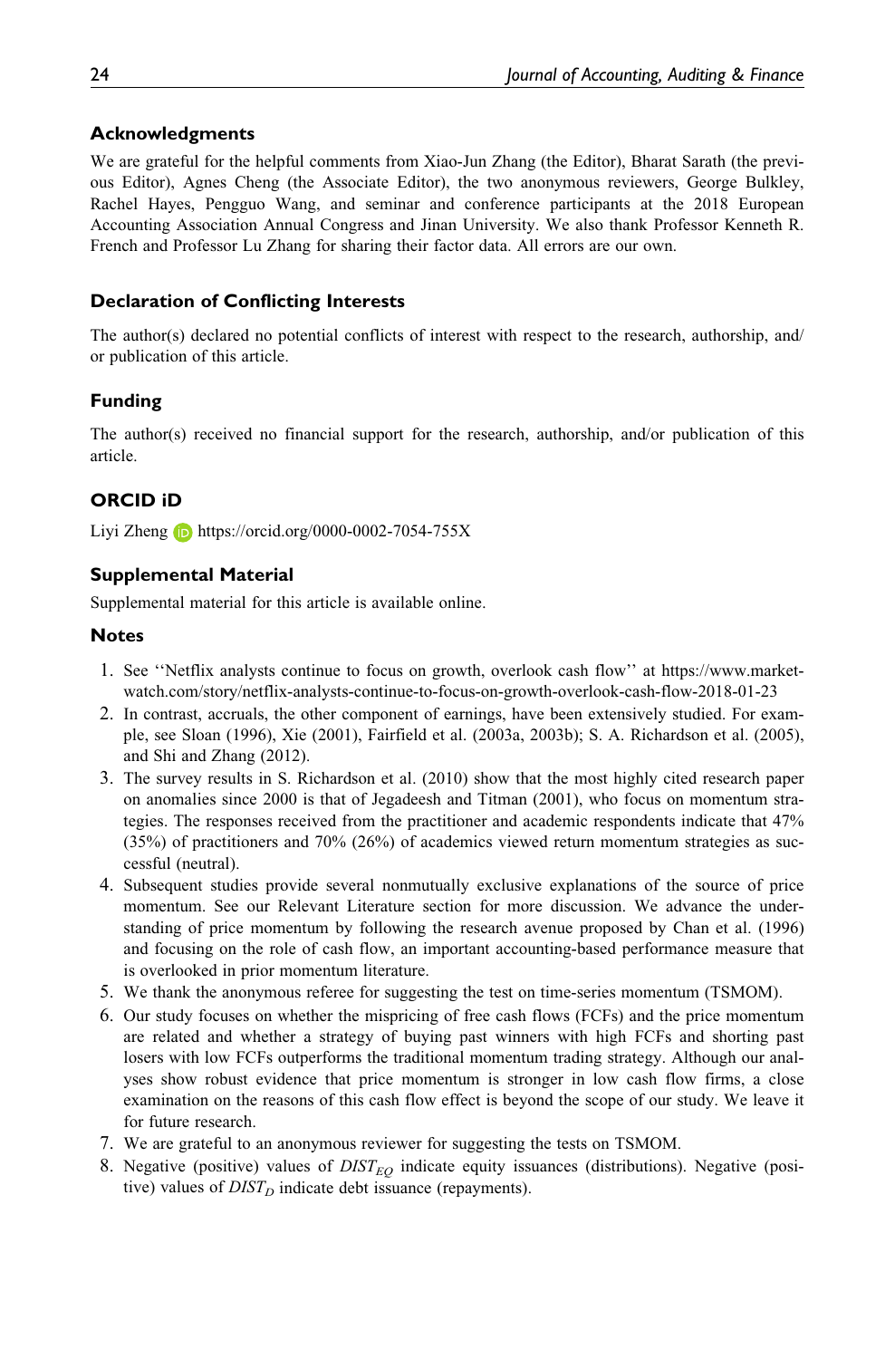### Acknowledgments

We are grateful for the helpful comments from Xiao-Jun Zhang (the Editor), Bharat Sarath (the previous Editor), Agnes Cheng (the Associate Editor), the two anonymous reviewers, George Bulkley, Rachel Hayes, Pengguo Wang, and seminar and conference participants at the 2018 European Accounting Association Annual Congress and Jinan University. We also thank Professor Kenneth R. French and Professor Lu Zhang for sharing their factor data. All errors are our own.

### Declaration of Conflicting Interests

The author(s) declared no potential conflicts of interest with respect to the research, authorship, and/or publication of this article.

### Funding

The author(s) received no financial support for the research, authorship, and/or publication of this article.

### ORCID iD

Liyi Zheng https://orcid.org/0000-0002-7054-755X

### Supplemental Material

Supplemental material for this article is available online.

### Notes

1. See ''Netflix analysts continue to focus on growth, overlook cash flow'' at https://www.marketwatch.com/story/netflix-analysts-continue-to-focus-on-growth-overlook-cash-flow-2018-01-23
2. In contrast, accruals, the other component of earnings, have been extensively studied. For example, see Sloan (1996), Xie (2001), Fairfield et al. (2003a, 2003b); S. A. Richardson et al. (2005), and Shi and Zhang (2012).
3. The survey results in S. Richardson et al. (2010) show that the most highly cited research paper on anomalies since 2000 is that of Jegadeesh and Titman (2001), who focus on momentum strategies. The responses received from the practitioner and academic respondents indicate that 47% (35%) of practitioners and 70% (26%) of academics viewed return momentum strategies as successful (neutral).
4. Subsequent studies provide several nonmutually exclusive explanations of the source of price momentum. See our Relevant Literature section for more discussion. We advance the understanding of price momentum by following the research avenue proposed by Chan et al. (1996) and focusing on the role of cash flow, an important accounting-based performance measure that is overlooked in prior momentum literature.
5. We thank the anonymous referee for suggesting the test on time-series momentum (TSMOM).
6. Our study focuses on whether the mispricing of free cash flows (FCFs) and the price momentum are related and whether a strategy of buying past winners with high FCFs and shorting past losers with low FCFs outperforms the traditional momentum trading strategy. Although our analyses show robust evidence that price momentum is stronger in low cash flow firms, a close examination on the reasons of this cash flow effect is beyond the scope of our study. We leave it for future research.
7. We are grateful to an anonymous reviewer for suggesting the tests on TSMOM.
8. Negative (positive) values of $DIST_{EQ}$ indicate equity issuances (distributions). Negative (positive) values of $DIST_{D}$ indicate debt issuance (repayments).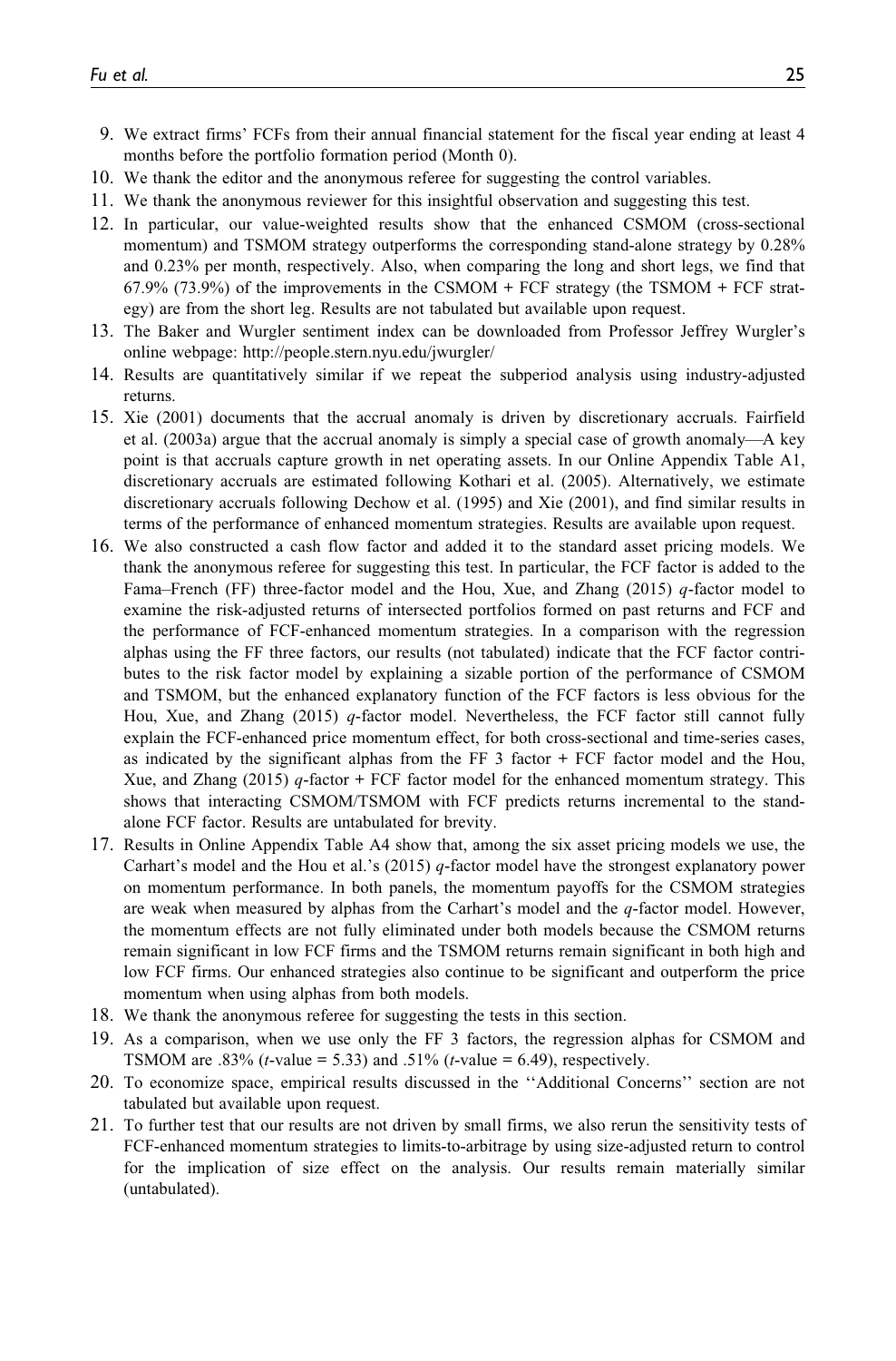9. We extract firms' FCFs from their annual financial statement for the fiscal year ending at least 4 months before the portfolio formation period (Month 0).
10. We thank the editor and the anonymous referee for suggesting the control variables.
11. We thank the anonymous reviewer for this insightful observation and suggesting this test.
12. In particular, our value-weighted results show that the enhanced CSMOM (cross-sectional momentum) and TSMOM strategy outperforms the corresponding stand-alone strategy by 0.28% and 0.23% per month, respectively. Also, when comparing the long and short legs, we find that 67.9% (73.9%) of the improvements in the CSMOM + FCF strategy (the TSMOM + FCF strategy) are from the short leg. Results are not tabulated but available upon request.
13. The Baker and Wurgler sentiment index can be downloaded from Professor Jeffrey Wurgler's online webpage: http://people.stern.nyu.edu/jwurgler/
14. Results are quantitatively similar if we repeat the subperiod analysis using industry-adjusted returns.
15. Xie (2001) documents that the accrual anomaly is driven by discretionary accruals. Fairfield et al. (2003a) argue that the accrual anomaly is simply a special case of growth anomaly—A key point is that accruals capture growth in net operating assets. In our Online Appendix Table A1, discretionary accruals are estimated following Kothari et al. (2005). Alternatively, we estimate discretionary accruals following Dechow et al. (1995) and Xie (2001), and find similar results in terms of the performance of enhanced momentum strategies. Results are available upon request.
16. We also constructed a cash flow factor and added it to the standard asset pricing models. We thank the anonymous referee for suggesting this test. In particular, the FCF factor is added to the Fama–French (FF) three-factor model and the Hou, Xue, and Zhang (2015) $q$-factor model to examine the risk-adjusted returns of intersected portfolios formed on past returns and FCF and the performance of FCF-enhanced momentum strategies. In a comparison with the regression alphas using the FF three factors, our results (not tabulated) indicate that the FCF factor contributes to the risk factor model by explaining a sizable portion of the performance of CSMOM and TSMOM, but the enhanced explanatory function of the FCF factors is less obvious for the Hou, Xue, and Zhang (2015) $q$-factor model. Nevertheless, the FCF factor still cannot fully explain the FCF-enhanced price momentum effect, for both cross-sectional and time-series cases, as indicated by the significant alphas from the FF 3 factor + FCF factor model and the Hou, Xue, and Zhang (2015) $q$-factor + FCF factor model for the enhanced momentum strategy. This shows that interacting CSMOM/TSMOM with FCF predicts returns incremental to the stand-alone FCF factor. Results are untabulated for brevity.
17. Results in Online Appendix Table A4 show that, among the six asset pricing models we use, the Carhart's model and the Hou et al.'s (2015) $q$-factor model have the strongest explanatory power on momentum performance. In both panels, the momentum payoffs for the CSMOM strategies are weak when measured by alphas from the Carhart's model and the $q$-factor model. However, the momentum effects are not fully eliminated under both models because the CSMOM returns remain significant in low FCF firms and the TSMOM returns remain significant in both high and low FCF firms. Our enhanced strategies also continue to be significant and outperform the price momentum when using alphas from both models.
18. We thank the anonymous referee for suggesting the tests in this section.
19. As a comparison, when we use only the FF 3 factors, the regression alphas for CSMOM and TSMOM are .83% ($t$-value = 5.33) and .51% ($t$-value = 6.49), respectively.
20. To economize space, empirical results discussed in the ''Additional Concerns'' section are not tabulated but available upon request.
21. To further test that our results are not driven by small firms, we also rerun the sensitivity tests of FCF-enhanced momentum strategies to limits-to-arbitrage by using size-adjusted return to control for the implication of size effect on the analysis. Our results remain materially similar (untabulated).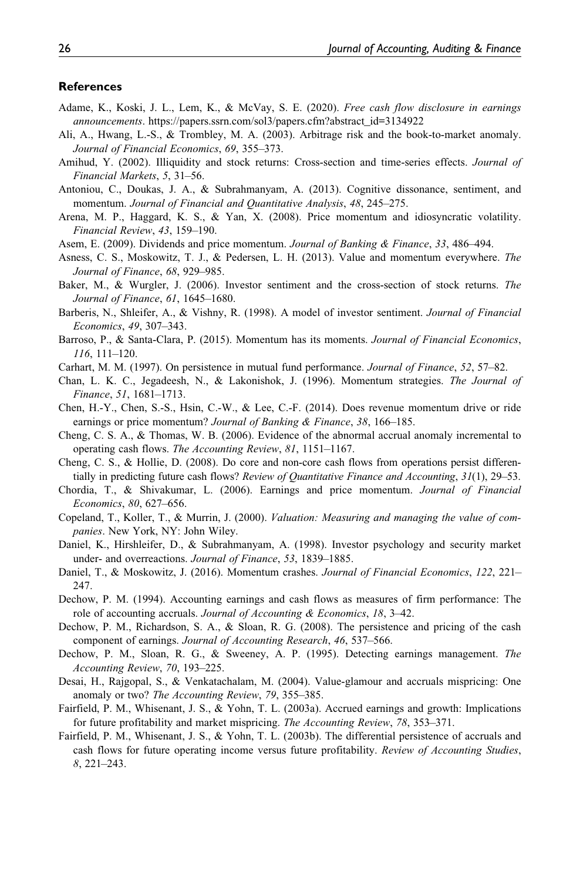## References

Adame, K., Koski, J. L., Lem, K., & McVay, S. E. (2020). *Free cash flow disclosure in earnings announcements*. https://papers.ssrn.com/sol3/papers.cfm?abstract_id=3134922

Ali, A., Hwang, L.-S., & Trombley, M. A. (2003). Arbitrage risk and the book-to-market anomaly. *Journal of Financial Economics*, *69*, 355–373.

Amihud, Y. (2002). Illiquidity and stock returns: Cross-section and time-series effects. *Journal of Financial Markets*, *5*, 31–56.

Antoniou, C., Doukas, J. A., & Subrahmanyam, A. (2013). Cognitive dissonance, sentiment, and momentum. *Journal of Financial and Quantitative Analysis*, *48*, 245–275.

Arena, M. P., Haggard, K. S., & Yan, X. (2008). Price momentum and idiosyncratic volatility. *Financial Review*, *43*, 159–190.

Asem, E. (2009). Dividends and price momentum. *Journal of Banking & Finance*, *33*, 486–494.

Asness, C. S., Moskowitz, T. J., & Pedersen, L. H. (2013). Value and momentum everywhere. *The Journal of Finance*, *68*, 929–985.

Baker, M., & Wurgler, J. (2006). Investor sentiment and the cross-section of stock returns. *The Journal of Finance*, *61*, 1645–1680.

Barberis, N., Shleifer, A., & Vishny, R. (1998). A model of investor sentiment. *Journal of Financial Economics*, *49*, 307–343.

Barroso, P., & Santa-Clara, P. (2015). Momentum has its moments. *Journal of Financial Economics*, *116*, 111–120.

Carhart, M. M. (1997). On persistence in mutual fund performance. *Journal of Finance*, *52*, 57–82.

Chan, L. K. C., Jegadeesh, N., & Lakonishok, J. (1996). Momentum strategies. *The Journal of Finance*, *51*, 1681–1713.

Chen, H.-Y., Chen, S.-S., Hsin, C.-W., & Lee, C.-F. (2014). Does revenue momentum drive or ride earnings or price momentum? *Journal of Banking & Finance*, *38*, 166–185.

Cheng, C. S. A., & Thomas, W. B. (2006). Evidence of the abnormal accrual anomaly incremental to operating cash flows. *The Accounting Review*, *81*, 1151–1167.

Cheng, C. S., & Hollie, D. (2008). Do core and non-core cash flows from operations persist differentially in predicting future cash flows? *Review of Quantitative Finance and Accounting*, *31*(1), 29–53.

Chordia, T., & Shivakumar, L. (2006). Earnings and price momentum. *Journal of Financial Economics*, *80*, 627–656.

Copeland, T., Koller, T., & Murrin, J. (2000). *Valuation: Measuring and managing the value of companies*. New York, NY: John Wiley.

Daniel, K., Hirshleifer, D., & Subrahmanyam, A. (1998). Investor psychology and security market under- and overreactions. *Journal of Finance*, *53*, 1839–1885.

Daniel, T., & Moskowitz, J. (2016). Momentum crashes. *Journal of Financial Economics*, *122*, 221–247.

Dechow, P. M. (1994). Accounting earnings and cash flows as measures of firm performance: The role of accounting accruals. *Journal of Accounting & Economics*, *18*, 3–42.

Dechow, P. M., Richardson, S. A., & Sloan, R. G. (2008). The persistence and pricing of the cash component of earnings. *Journal of Accounting Research*, *46*, 537–566.

Dechow, P. M., Sloan, R. G., & Sweeney, A. P. (1995). Detecting earnings management. *The Accounting Review*, *70*, 193–225.

Desai, H., Rajgopal, S., & Venkatachalam, M. (2004). Value-glamour and accruals mispricing: One anomaly or two? *The Accounting Review*, *79*, 355–385.

Fairfield, P. M., Whisenant, J. S., & Yohn, T. L. (2003a). Accrued earnings and growth: Implications for future profitability and market mispricing. *The Accounting Review*, *78*, 353–371.

Fairfield, P. M., Whisenant, J. S., & Yohn, T. L. (2003b). The differential persistence of accruals and cash flows for future operating income versus future profitability. *Review of Accounting Studies*, *8*, 221–243.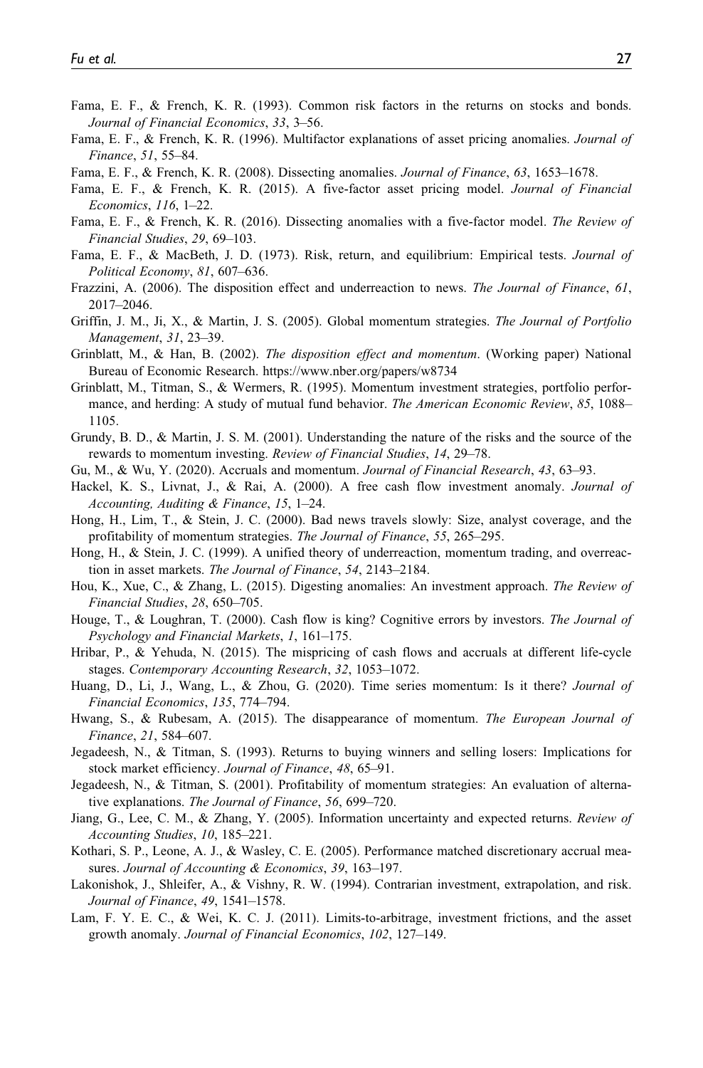Fama, E. F., & French, K. R. (1993). Common risk factors in the returns on stocks and bonds. *Journal of Financial Economics*, *33*, 3–56.

Fama, E. F., & French, K. R. (1996). Multifactor explanations of asset pricing anomalies. *Journal of Finance*, *51*, 55–84.

Fama, E. F., & French, K. R. (2008). Dissecting anomalies. *Journal of Finance*, *63*, 1653–1678.

Fama, E. F., & French, K. R. (2015). A five-factor asset pricing model. *Journal of Financial Economics*, *116*, 1–22.

Fama, E. F., & French, K. R. (2016). Dissecting anomalies with a five-factor model. *The Review of Financial Studies*, *29*, 69–103.

Fama, E. F., & MacBeth, J. D. (1973). Risk, return, and equilibrium: Empirical tests. *Journal of Political Economy*, *81*, 607–636.

Frazzini, A. (2006). The disposition effect and underreaction to news. *The Journal of Finance*, *61*, 2017–2046.

Griffin, J. M., Ji, X., & Martin, J. S. (2005). Global momentum strategies. *The Journal of Portfolio Management*, *31*, 23–39.

Grinblatt, M., & Han, B. (2002). *The disposition effect and momentum*. (Working paper) National Bureau of Economic Research. https://www.nber.org/papers/w8734

Grinblatt, M., Titman, S., & Wermers, R. (1995). Momentum investment strategies, portfolio performance, and herding: A study of mutual fund behavior. *The American Economic Review*, *85*, 1088–1105.

Grundy, B. D., & Martin, J. S. M. (2001). Understanding the nature of the risks and the source of the rewards to momentum investing. *Review of Financial Studies*, *14*, 29–78.

Gu, M., & Wu, Y. (2020). Accruals and momentum. *Journal of Financial Research*, *43*, 63–93.

Hackel, K. S., Livnat, J., & Rai, A. (2000). A free cash flow investment anomaly. *Journal of Accounting, Auditing & Finance*, *15*, 1–24.

Hong, H., Lim, T., & Stein, J. C. (2000). Bad news travels slowly: Size, analyst coverage, and the profitability of momentum strategies. *The Journal of Finance*, *55*, 265–295.

Hong, H., & Stein, J. C. (1999). A unified theory of underreaction, momentum trading, and overreaction in asset markets. *The Journal of Finance*, *54*, 2143–2184.

Hou, K., Xue, C., & Zhang, L. (2015). Digesting anomalies: An investment approach. *The Review of Financial Studies*, *28*, 650–705.

Houge, T., & Loughran, T. (2000). Cash flow is king? Cognitive errors by investors. *The Journal of Psychology and Financial Markets*, *1*, 161–175.

Hribar, P., & Yehuda, N. (2015). The mispricing of cash flows and accruals at different life-cycle stages. *Contemporary Accounting Research*, *32*, 1053–1072.

Huang, D., Li, J., Wang, L., & Zhou, G. (2020). Time series momentum: Is it there? *Journal of Financial Economics*, *135*, 774–794.

Hwang, S., & Rubesam, A. (2015). The disappearance of momentum. *The European Journal of Finance*, *21*, 584–607.

Jegadeesh, N., & Titman, S. (1993). Returns to buying winners and selling losers: Implications for stock market efficiency. *Journal of Finance*, *48*, 65–91.

Jegadeesh, N., & Titman, S. (2001). Profitability of momentum strategies: An evaluation of alternative explanations. *The Journal of Finance*, *56*, 699–720.

Jiang, G., Lee, C. M., & Zhang, Y. (2005). Information uncertainty and expected returns. *Review of Accounting Studies*, *10*, 185–221.

Kothari, S. P., Leone, A. J., & Wasley, C. E. (2005). Performance matched discretionary accrual measures. *Journal of Accounting & Economics*, *39*, 163–197.

Lakonishok, J., Shleifer, A., & Vishny, R. W. (1994). Contrarian investment, extrapolation, and risk. *Journal of Finance*, *49*, 1541–1578.

Lam, F. Y. E. C., & Wei, K. C. J. (2011). Limits-to-arbitrage, investment frictions, and the asset growth anomaly. *Journal of Financial Economics*, *102*, 127–149.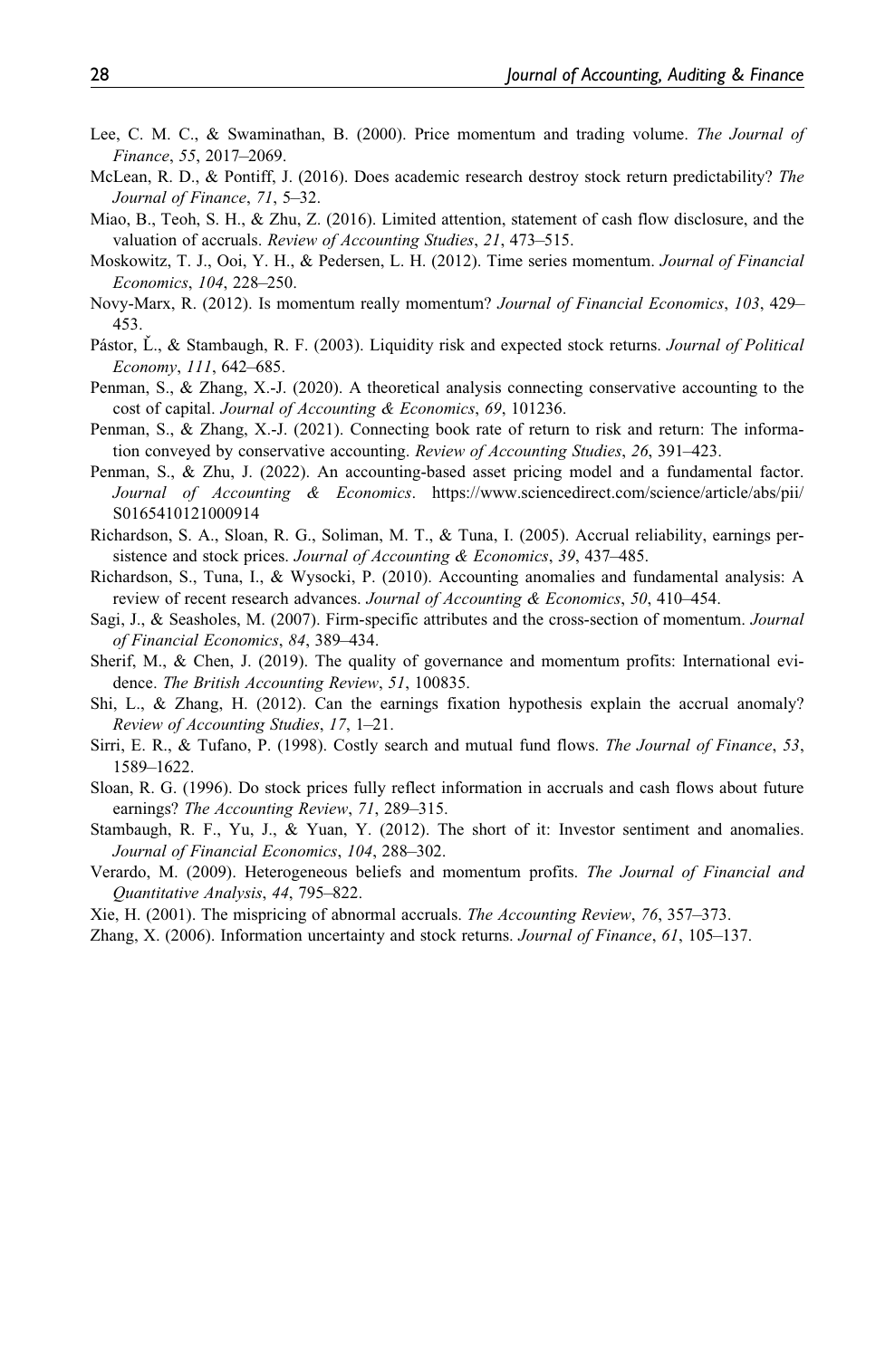Lee, C. M. C., & Swaminathan, B. (2000). Price momentum and trading volume. *The Journal of Finance*, *55*, 2017–2069.

McLean, R. D., & Pontiff, J. (2016). Does academic research destroy stock return predictability? *The Journal of Finance*, *71*, 5–32.

Miao, B., Teoh, S. H., & Zhu, Z. (2016). Limited attention, statement of cash flow disclosure, and the valuation of accruals. *Review of Accounting Studies*, *21*, 473–515.

Moskowitz, T. J., Ooi, Y. H., & Pedersen, L. H. (2012). Time series momentum. *Journal of Financial Economics*, *104*, 228–250.

Novy-Marx, R. (2012). Is momentum really momentum? *Journal of Financial Economics*, *103*, 429–453.

Pástor, Ľ., & Stambaugh, R. F. (2003). Liquidity risk and expected stock returns. *Journal of Political Economy*, *111*, 642–685.

Penman, S., & Zhang, X.-J. (2020). A theoretical analysis connecting conservative accounting to the cost of capital. *Journal of Accounting & Economics*, *69*, 101236.

Penman, S., & Zhang, X.-J. (2021). Connecting book rate of return to risk and return: The information conveyed by conservative accounting. *Review of Accounting Studies*, *26*, 391–423.

Penman, S., & Zhu, J. (2022). An accounting-based asset pricing model and a fundamental factor. *Journal of Accounting & Economics*. https://www.sciencedirect.com/science/article/abs/pii/S0165410121000914

Richardson, S. A., Sloan, R. G., Soliman, M. T., & Tuna, I. (2005). Accrual reliability, earnings persistence and stock prices. *Journal of Accounting & Economics*, *39*, 437–485.

Richardson, S., Tuna, I., & Wysocki, P. (2010). Accounting anomalies and fundamental analysis: A review of recent research advances. *Journal of Accounting & Economics*, *50*, 410–454.

Sagi, J., & Seasholes, M. (2007). Firm-specific attributes and the cross-section of momentum. *Journal of Financial Economics*, *84*, 389–434.

Sherif, M., & Chen, J. (2019). The quality of governance and momentum profits: International evidence. *The British Accounting Review*, *51*, 100835.

Shi, L., & Zhang, H. (2012). Can the earnings fixation hypothesis explain the accrual anomaly? *Review of Accounting Studies*, *17*, 1–21.

Sirri, E. R., & Tufano, P. (1998). Costly search and mutual fund flows. *The Journal of Finance*, *53*, 1589–1622.

Sloan, R. G. (1996). Do stock prices fully reflect information in accruals and cash flows about future earnings? *The Accounting Review*, *71*, 289–315.

Stambaugh, R. F., Yu, J., & Yuan, Y. (2012). The short of it: Investor sentiment and anomalies. *Journal of Financial Economics*, *104*, 288–302.

Verardo, M. (2009). Heterogeneous beliefs and momentum profits. *The Journal of Financial and Quantitative Analysis*, *44*, 795–822.

Xie, H. (2001). The mispricing of abnormal accruals. *The Accounting Review*, *76*, 357–373.

Zhang, X. (2006). Information uncertainty and stock returns. *Journal of Finance*, *61*, 105–137.